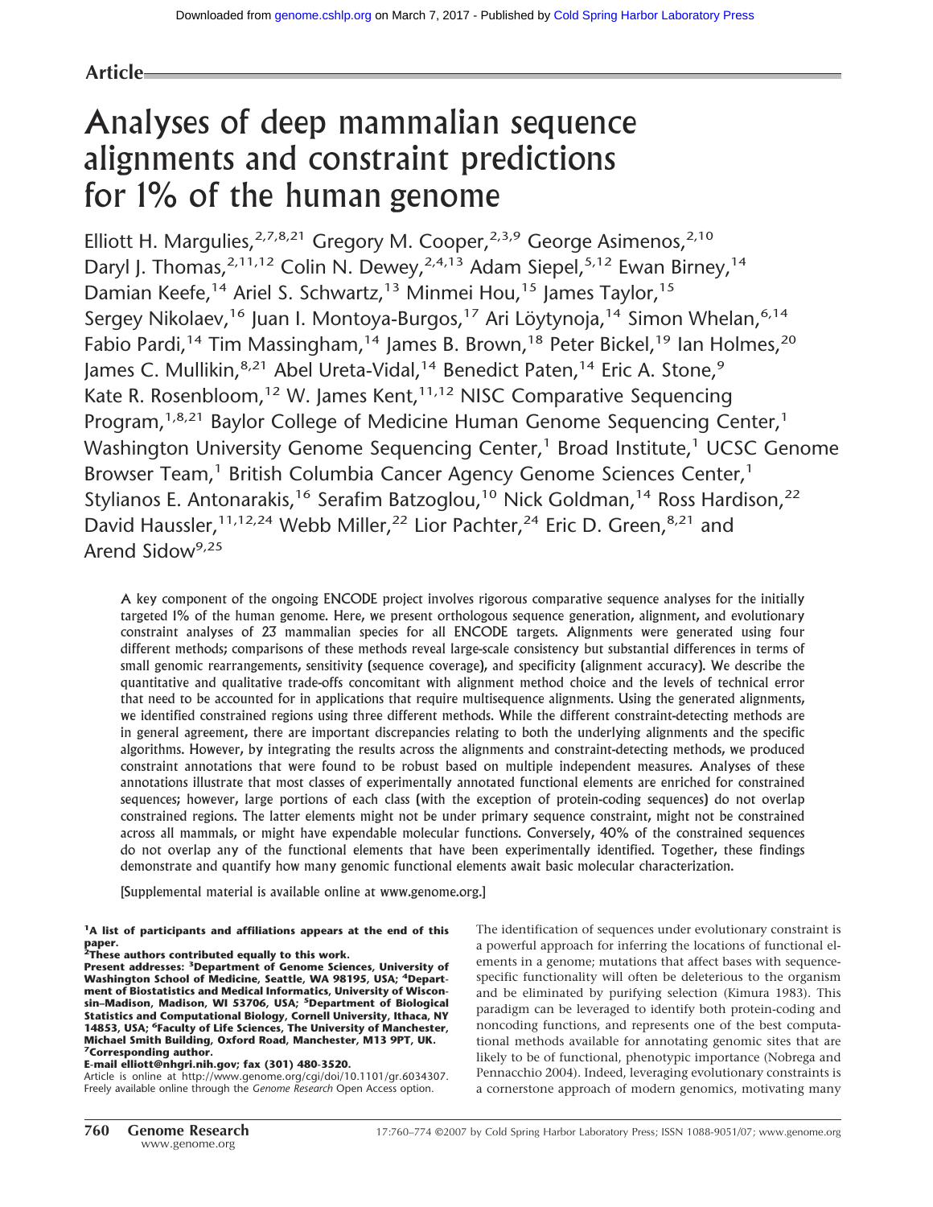Article

# Analyses of deep mammalian sequence alignments and constraint predictions for 1% of the human genome

Elliott H. Margulies,[2,7,8,21] Gregory M. Cooper,[2,3,9] George Asimenos,[2,10] Daryl J. Thomas,[2,11,12] Colin N. Dewey,[2,4,13] Adam Siepel,[5,12] Ewan Birney,[14] Damian Keefe,[14] Ariel S. Schwartz,[13] Minmei Hou,[15] James Taylor,[15] Sergey Nikolaev,[16] Juan I. Montoya-Burgos,[17] Ari Löytynoja,[14] Simon Whelan,[6,14] Fabio Pardi,[14] Tim Massingham,[14] James B. Brown,[18] Peter Bickel,[19] Ian Holmes,[20] James C. Mullikin,[8,21] Abel Ureta-Vidal,[14] Benedict Paten,[14] Eric A. Stone,[9] Kate R. Rosenbloom,[12] W. James Kent,[11,12] NISC Comparative Sequencing Program,[1,8,21] Baylor College of Medicine Human Genome Sequencing Center,[1] Washington University Genome Sequencing Center,[1] Broad Institute,[1] UCSC Genome Browser Team,[1] British Columbia Cancer Agency Genome Sciences Center,[1] Stylianos E. Antonarakis,[16] Serafim Batzoglou,[10] Nick Goldman,[14] Ross Hardison,[22] David Haussler,[11,12,24] Webb Miller,[22] Lior Pachter,[24] Eric D. Green,[8,21] and Arend Sidow[9,25]

A key component of the ongoing ENCODE project involves rigorous comparative sequence analyses for the initially targeted 1% of the human genome. Here, we present orthologous sequence generation, alignment, and evolutionary constraint analyses of 23 mammalian species for all ENCODE targets. Alignments were generated using four different methods; comparisons of these methods reveal large-scale consistency but substantial differences in terms of small genomic rearrangements, sensitivity (sequence coverage), and specificity (alignment accuracy). We describe the quantitative and qualitative trade-offs concomitant with alignment method choice and the levels of technical error that need to be accounted for in applications that require multisequence alignments. Using the generated alignments, we identified constrained regions using three different methods. While the different constraint-detecting methods are in general agreement, there are important discrepancies relating to both the underlying alignments and the specific algorithms. However, by integrating the results across the alignments and constraint-detecting methods, we produced constraint annotations that were found to be robust based on multiple independent measures. Analyses of these annotations illustrate that most classes of experimentally annotated functional elements are enriched for constrained sequences; however, large portions of each class (with the exception of protein-coding sequences) do not overlap constrained regions. The latter elements might not be under primary sequence constraint, might not be constrained across all mammals, or might have expendable molecular functions. Conversely, 40% of the constrained sequences do not overlap any of the functional elements that have been experimentally identified. Together, these findings demonstrate and quantify how many genomic functional elements await basic molecular characterization.

[Supplemental material is available online at www.genome.org.]

**[1]A list of participants and affiliations appears at the end of this paper.**
**[2]These authors contributed equally to this work.**
**Present addresses: [3]Department of Genome Sciences, University of Washington School of Medicine, Seattle, WA 98195, USA; [4]Department of Biostatistics and Medical Informatics, University of Wisconsin–Madison, Madison, WI 53706, USA; [5]Department of Biological Statistics and Computational Biology, Cornell University, Ithaca, NY 14853, USA; [6]Faculty of Life Sciences, The University of Manchester, Michael Smith Building, Oxford Road, Manchester, M13 9PT, UK.**
**[7]Corresponding author.**
**E-mail elliott@nhgri.nih.gov; fax (301) 480-3520.**
Article is online at http://www.genome.org/cgi/doi/10.1101/gr.6034307.
Freely available online through the *Genome Research* Open Access option.

The identification of sequences under evolutionary constraint is a powerful approach for inferring the locations of functional elements in a genome; mutations that affect bases with sequence-specific functionality will often be deleterious to the organism and be eliminated by purifying selection (Kimura 1983). This paradigm can be leveraged to identify both protein-coding and noncoding functions, and represents one of the best computational methods available for annotating genomic sites that are likely to be of functional, phenotypic importance (Nobrega and Pennacchio 2004). Indeed, leveraging evolutionary constraints is a cornerstone approach of modern genomics, motivating many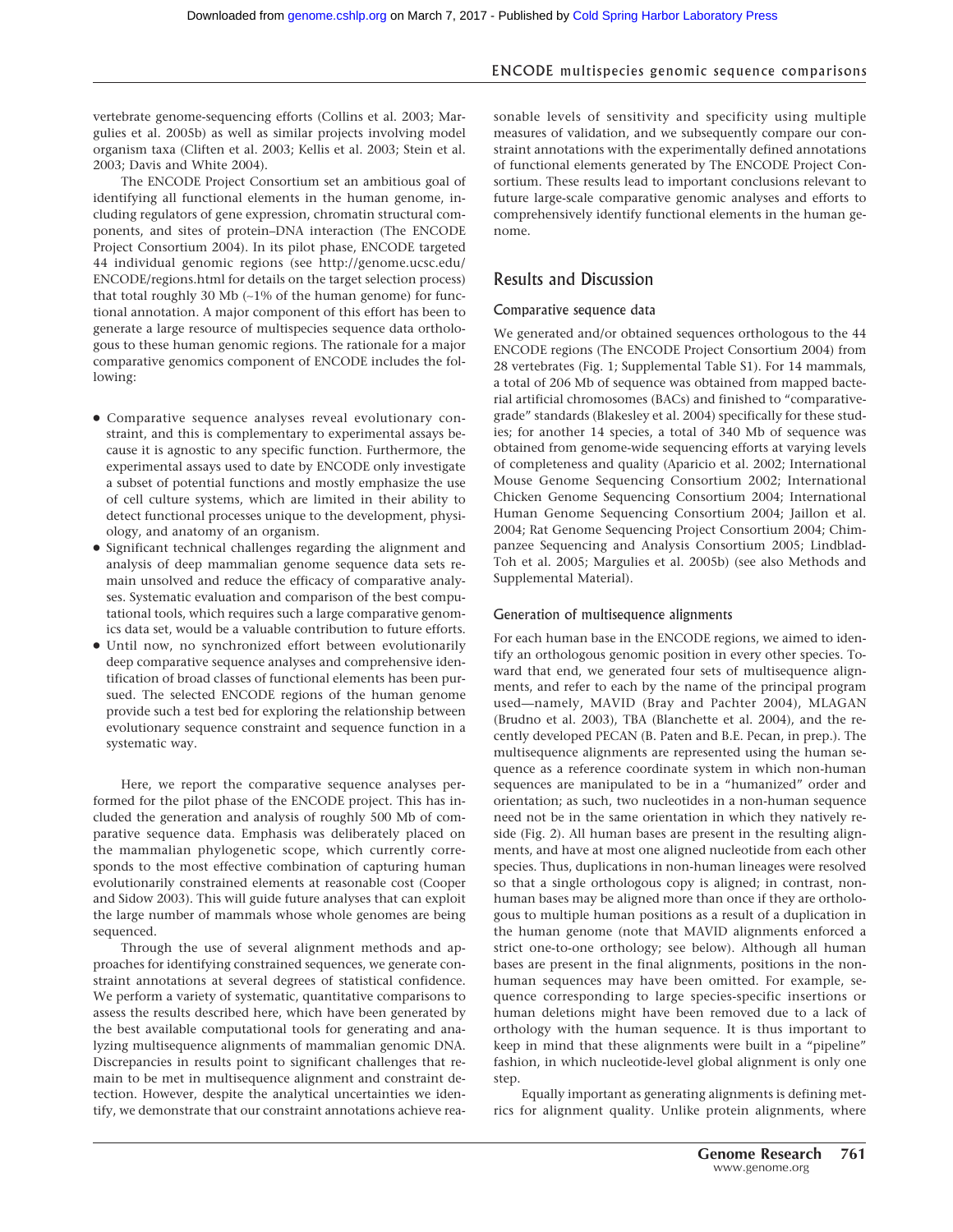vertebrate genome-sequencing efforts (Collins et al. 2003; Margulies et al. 2005b) as well as similar projects involving model organism taxa (Cliften et al. 2003; Kellis et al. 2003; Stein et al. 2003; Davis and White 2004).

The ENCODE Project Consortium set an ambitious goal of identifying all functional elements in the human genome, including regulators of gene expression, chromatin structural components, and sites of protein–DNA interaction (The ENCODE Project Consortium 2004). In its pilot phase, ENCODE targeted 44 individual genomic regions (see http://genome.ucsc.edu/ENCODE/regions.html for details on the target selection process) that total roughly 30 Mb (~1% of the human genome) for functional annotation. A major component of this effort has been to generate a large resource of multispecies sequence data orthologous to these human genomic regions. The rationale for a major comparative genomics component of ENCODE includes the following:

- Comparative sequence analyses reveal evolutionary constraint, and this is complementary to experimental assays because it is agnostic to any specific function. Furthermore, the experimental assays used to date by ENCODE only investigate a subset of potential functions and mostly emphasize the use of cell culture systems, which are limited in their ability to detect functional processes unique to the development, physiology, and anatomy of an organism.
- Significant technical challenges regarding the alignment and analysis of deep mammalian genome sequence data sets remain unsolved and reduce the efficacy of comparative analyses. Systematic evaluation and comparison of the best computational tools, which requires such a large comparative genomics data set, would be a valuable contribution to future efforts.
- Until now, no synchronized effort between evolutionarily deep comparative sequence analyses and comprehensive identification of broad classes of functional elements has been pursued. The selected ENCODE regions of the human genome provide such a test bed for exploring the relationship between evolutionary sequence constraint and sequence function in a systematic way.

Here, we report the comparative sequence analyses performed for the pilot phase of the ENCODE project. This has included the generation and analysis of roughly 500 Mb of comparative sequence data. Emphasis was deliberately placed on the mammalian phylogenetic scope, which currently corresponds to the most effective combination of capturing human evolutionarily constrained elements at reasonable cost (Cooper and Sidow 2003). This will guide future analyses that can exploit the large number of mammals whose whole genomes are being sequenced.

Through the use of several alignment methods and approaches for identifying constrained sequences, we generate constraint annotations at several degrees of statistical confidence. We perform a variety of systematic, quantitative comparisons to assess the results described here, which have been generated by the best available computational tools for generating and analyzing multisequence alignments of mammalian genomic DNA. Discrepancies in results point to significant challenges that remain to be met in multisequence alignment and constraint detection. However, despite the analytical uncertainties we identify, we demonstrate that our constraint annotations achieve reasonable levels of sensitivity and specificity using multiple measures of validation, and we subsequently compare our constraint annotations with the experimentally defined annotations of functional elements generated by The ENCODE Project Consortium. These results lead to important conclusions relevant to future large-scale comparative genomic analyses and efforts to comprehensively identify functional elements in the human genome.

## Results and Discussion

### Comparative sequence data

We generated and/or obtained sequences orthologous to the 44 ENCODE regions (The ENCODE Project Consortium 2004) from 28 vertebrates (Fig. 1; Supplemental Table S1). For 14 mammals, a total of 206 Mb of sequence was obtained from mapped bacterial artificial chromosomes (BACs) and finished to "comparative-grade" standards (Blakesley et al. 2004) specifically for these studies; for another 14 species, a total of 340 Mb of sequence was obtained from genome-wide sequencing efforts at varying levels of completeness and quality (Aparicio et al. 2002; International Mouse Genome Sequencing Consortium 2002; International Chicken Genome Sequencing Consortium 2004; International Human Genome Sequencing Consortium 2004; Jaillon et al. 2004; Rat Genome Sequencing Project Consortium 2004; Chimpanzee Sequencing and Analysis Consortium 2005; Lindblad-Toh et al. 2005; Margulies et al. 2005b) (see also Methods and Supplemental Material).

### Generation of multisequence alignments

For each human base in the ENCODE regions, we aimed to identify an orthologous genomic position in every other species. Toward that end, we generated four sets of multisequence alignments, and refer to each by the name of the principal program used—namely, MAVID (Bray and Pachter 2004), MLAGAN (Brudno et al. 2003), TBA (Blanchette et al. 2004), and the recently developed PECAN (B. Paten and B.E. Pecan, in prep.). The multisequence alignments are represented using the human sequence as a reference coordinate system in which non-human sequences are manipulated to be in a "humanized" order and orientation; as such, two nucleotides in a non-human sequence need not be in the same orientation in which they natively reside (Fig. 2). All human bases are present in the resulting alignments, and have at most one aligned nucleotide from each other species. Thus, duplications in non-human lineages were resolved so that a single orthologous copy is aligned; in contrast, non-human bases may be aligned more than once if they are orthologous to multiple human positions as a result of a duplication in the human genome (note that MAVID alignments enforced a strict one-to-one orthology; see below). Although all human bases are present in the final alignments, positions in the non-human sequences may have been omitted. For example, sequence corresponding to large species-specific insertions or human deletions might have been removed due to a lack of orthology with the human sequence. It is thus important to keep in mind that these alignments were built in a "pipeline" fashion, in which nucleotide-level global alignment is only one step.

Equally important as generating alignments is defining metrics for alignment quality. Unlike protein alignments, where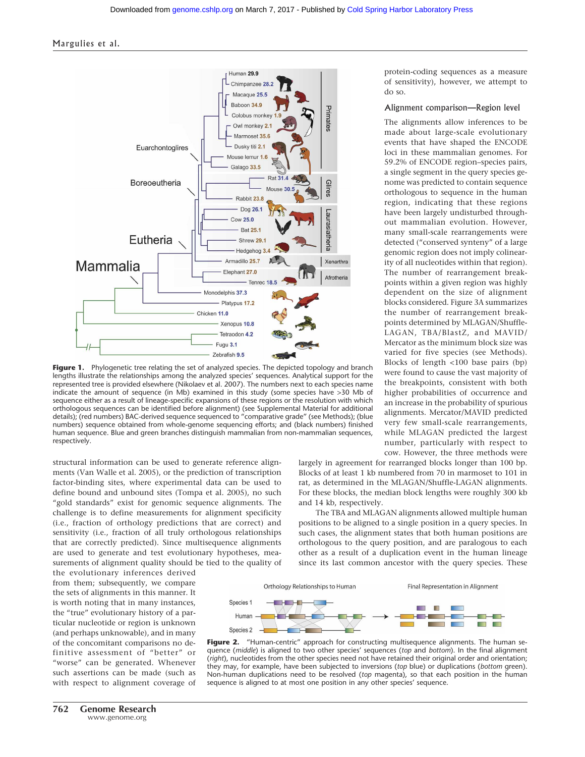protein-coding sequences as a measure of sensitivity), however, we attempt to do so.

Figure 1. Phylogenetic tree relating the set of analyzed species. The depicted topology and branch lengths illustrate the relationships among the analyzed species' sequences. Analytical support for the represented tree is provided elsewhere (Nikolaev et al. 2007). The numbers next to each species name indicate the amount of sequence (in Mb) examined in this study (some species have >30 Mb of sequence either as a result of lineage-specific expansions of these regions or the resolution with which orthologous sequences can be identified before alignment) (see Supplemental Material for additional details); (red numbers) BAC-derived sequence sequenced to "comparative grade" (see Methods); (blue numbers) sequence obtained from whole-genome sequencing efforts; and (black numbers) finished human sequence. Blue and green branches distinguish mammalian from non-mammalian sequences, respectively.

structural information can be used to generate reference alignments (Van Walle et al. 2005), or the prediction of transcription factor-binding sites, where experimental data can be used to define bound and unbound sites (Tompa et al. 2005), no such "gold standards" exist for genomic sequence alignments. The challenge is to define measurements for alignment specificity (i.e., fraction of orthology predictions that are correct) and sensitivity (i.e., fraction of all truly orthologous relationships that are correctly predicted). Since multisequence alignments are used to generate and test evolutionary hypotheses, measurements of alignment quality should be tied to the quality of the evolutionary inferences derived from them; subsequently, we compare the sets of alignments in this manner. It is worth noting that in many instances, the "true" evolutionary history of a particular nucleotide or region is unknown (and perhaps unknowable), and in many of the concomitant comparisons no definitive assessment of "better" or "worse" can be generated. Whenever such assertions can be made (such as with respect to alignment coverage of

### Alignment comparison—Region level

The alignments allow inferences to be made about large-scale evolutionary events that have shaped the ENCODE loci in these mammalian genomes. For 59.2% of ENCODE region–species pairs, a single segment in the query species genome was predicted to contain sequence orthologous to sequence in the human region, indicating that these regions have been largely undisturbed throughout mammalian evolution. However, many small-scale rearrangements were detected ("conserved synteny" of a large genomic region does not imply colinearity of all nucleotides within that region). The number of rearrangement breakpoints within a given region was highly dependent on the size of alignment blocks considered. Figure 3A summarizes the number of rearrangement breakpoints determined by MLAGAN/Shuffle-LAGAN, TBA/BlastZ, and MAVID/Mercator as the minimum block size was varied for five species (see Methods). Blocks of length <100 base pairs (bp) were found to cause the vast majority of the breakpoints, consistent with both higher probabilities of occurrence and an increase in the probability of spurious alignments. Mercator/MAVID predicted very few small-scale rearrangements, while MLAGAN predicted the largest number, particularly with respect to cow. However, the three methods were largely in agreement for rearranged blocks longer than 100 bp. Blocks of at least 1 kb numbered from 70 in marmoset to 101 in rat, as determined in the MLAGAN/Shuffle-LAGAN alignments. For these blocks, the median block lengths were roughly 300 kb and 14 kb, respectively.

The TBA and MLAGAN alignments allowed multiple human positions to be aligned to a single position in a query species. In such cases, the alignment states that both human positions are orthologous to the query position, and are paralogous to each other as a result of a duplication event in the human lineage since its last common ancestor with the query species. These

Figure 2. "Human-centric" approach for constructing multisequence alignments. The human sequence (*middle*) is aligned to two other species' sequences (*top* and *bottom*). In the final alignment (*right*), nucleotides from the other species need not have retained their original order and orientation; they may, for example, have been subjected to inversions (*top* blue) or duplications (*bottom* green). Non-human duplications need to be resolved (*top* magenta), so that each position in the human sequence is aligned to at most one position in any other species' sequence.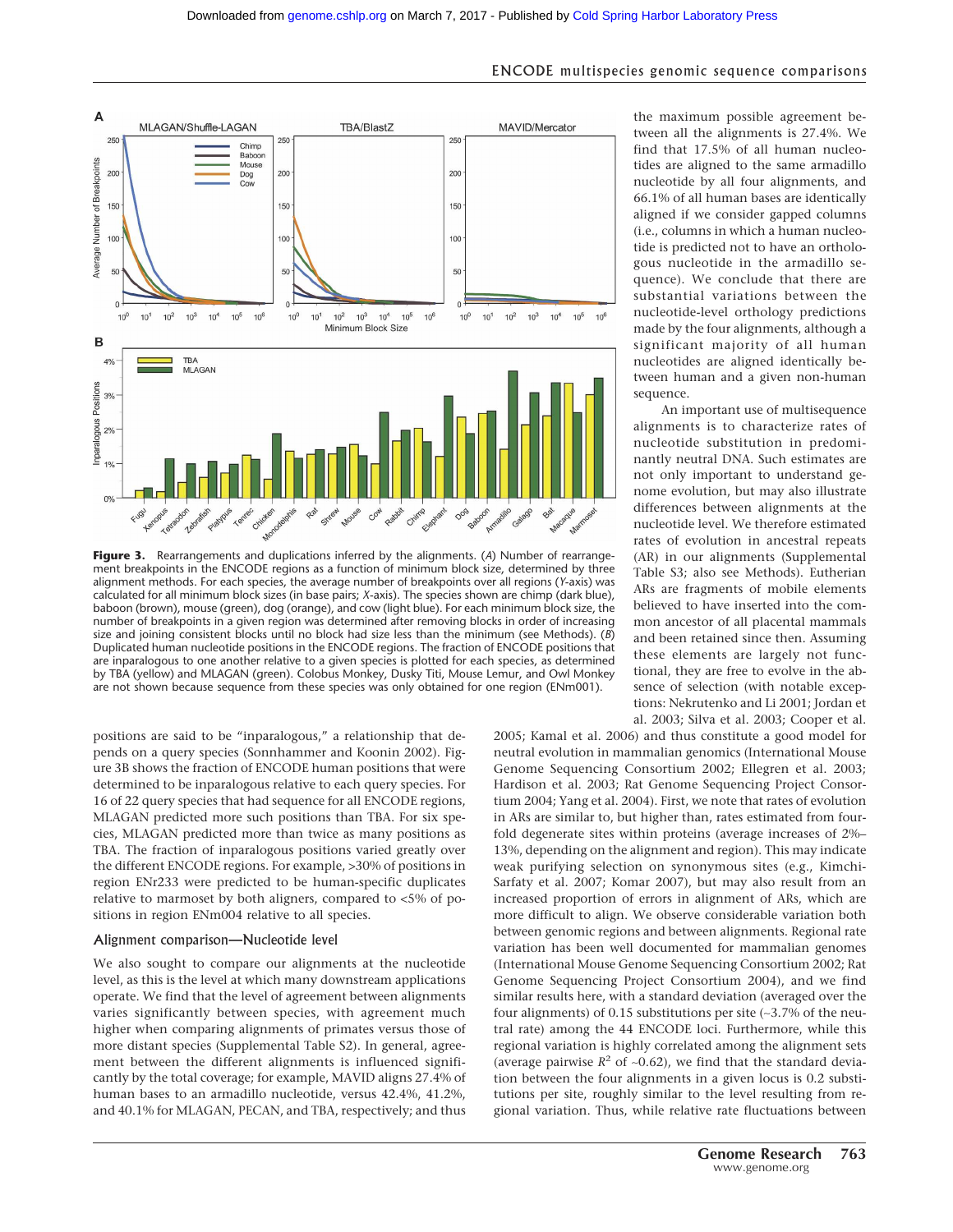**Figure 3.** Rearrangements and duplications inferred by the alignments. (*A*) Number of rearrangement breakpoints in the ENCODE regions as a function of minimum block size, determined by three alignment methods. For each species, the average number of breakpoints over all regions (*Y*-axis) was calculated for all minimum block sizes (in base pairs; *X*-axis). The species shown are chimp (dark blue), baboon (brown), mouse (green), dog (orange), and cow (light blue). For each minimum block size, the number of breakpoints in a given region was determined after removing blocks in order of increasing size and joining consistent blocks until no block had size less than the minimum (see Methods). (*B*) Duplicated human nucleotide positions in the ENCODE regions. The fraction of ENCODE positions that are inparalogous to one another relative to a given species is plotted for each species, as determined by TBA (yellow) and MLAGAN (green). Colobus Monkey, Dusky Titi, Mouse Lemur, and Owl Monkey are not shown because sequence from these species was only obtained for one region (ENm001).

positions are said to be "inparalogous," a relationship that depends on a query species (Sonnhammer and Koonin 2002). Figure 3B shows the fraction of ENCODE human positions that were determined to be inparalogous relative to each query species. For 16 of 22 query species that had sequence for all ENCODE regions, MLAGAN predicted more such positions than TBA. For six species, MLAGAN predicted more than twice as many positions as TBA. The fraction of inparalogous positions varied greatly over the different ENCODE regions. For example, >30% of positions in region ENr233 were predicted to be human-specific duplicates relative to marmoset by both aligners, compared to <5% of positions in region ENm004 relative to all species.

## Alignment comparison—Nucleotide level

We also sought to compare our alignments at the nucleotide level, as this is the level at which many downstream applications operate. We find that the level of agreement between alignments varies significantly between species, with agreement much higher when comparing alignments of primates versus those of more distant species (Supplemental Table S2). In general, agreement between the different alignments is influenced significantly by the total coverage; for example, MAVID aligns 27.4% of human bases to an armadillo nucleotide, versus 42.4%, 41.2%, and 40.1% for MLAGAN, PECAN, and TBA, respectively; and thus the maximum possible agreement between all the alignments is 27.4%. We find that 17.5% of all human nucleotides are aligned to the same armadillo nucleotide by all four alignments, and 66.1% of all human bases are identically aligned if we consider gapped columns (i.e., columns in which a human nucleotide is predicted not to have an orthologous nucleotide in the armadillo sequence). We conclude that there are substantial variations between the nucleotide-level orthology predictions made by the four alignments, although a significant majority of all human nucleotides are aligned identically between human and a given non-human sequence.

An important use of multisequence alignments is to characterize rates of nucleotide substitution in predominantly neutral DNA. Such estimates are not only important to understand genome evolution, but may also illustrate differences between alignments at the nucleotide level. We therefore estimated rates of evolution in ancestral repeats (AR) in our alignments (Supplemental Table S3; also see Methods). Eutherian ARs are fragments of mobile elements believed to have inserted into the common ancestor of all placental mammals and been retained since then. Assuming these elements are largely not functional, they are free to evolve in the absence of selection (with notable exceptions: Nekrutenko and Li 2001; Jordan et al. 2003; Silva et al. 2003; Cooper et al. 2005; Kamal et al. 2006) and thus constitute a good model for neutral evolution in mammalian genomics (International Mouse Genome Sequencing Consortium 2002; Ellegren et al. 2003; Hardison et al. 2003; Rat Genome Sequencing Project Consortium 2004; Yang et al. 2004). First, we note that rates of evolution in ARs are similar to, but higher than, rates estimated from fourfold degenerate sites within proteins (average increases of 2%–13%, depending on the alignment and region). This may indicate weak purifying selection on synonymous sites (e.g., Kimchi-Sarfaty et al. 2007; Komar 2007), but may also result from an increased proportion of errors in alignment of ARs, which are more difficult to align. We observe considerable variation both between genomic regions and between alignments. Regional rate variation has been well documented for mammalian genomes (International Mouse Genome Sequencing Consortium 2002; Rat Genome Sequencing Project Consortium 2004), and we find similar results here, with a standard deviation (averaged over the four alignments) of 0.15 substitutions per site (~3.7% of the neutral rate) among the 44 ENCODE loci. Furthermore, while this regional variation is highly correlated among the alignment sets (average pairwise $R^2$ of ~0.62), we find that the standard deviation between the four alignments in a given locus is 0.2 substitutions per site, roughly similar to the level resulting from regional variation. Thus, while relative rate fluctuations between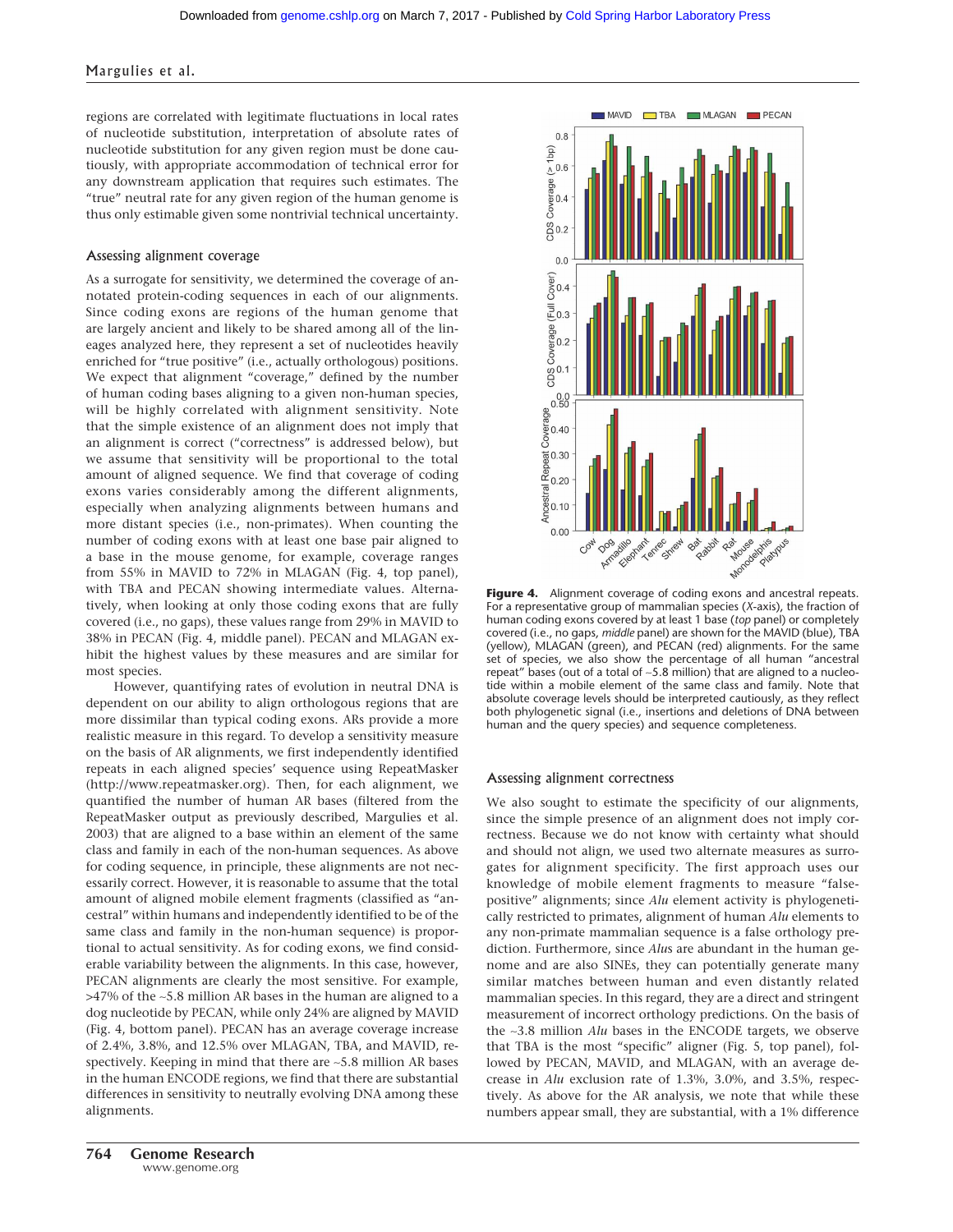regions are correlated with legitimate fluctuations in local rates of nucleotide substitution, interpretation of absolute rates of nucleotide substitution for any given region must be done cautiously, with appropriate accommodation of technical error for any downstream application that requires such estimates. The "true" neutral rate for any given region of the human genome is thus only estimable given some nontrivial technical uncertainty.

### Assessing alignment coverage

As a surrogate for sensitivity, we determined the coverage of annotated protein-coding sequences in each of our alignments. Since coding exons are regions of the human genome that are largely ancient and likely to be shared among all of the lineages analyzed here, they represent a set of nucleotides heavily enriched for "true positive" (i.e., actually orthologous) positions. We expect that alignment "coverage," defined by the number of human coding bases aligning to a given non-human species, will be highly correlated with alignment sensitivity. Note that the simple existence of an alignment does not imply that an alignment is correct ("correctness" is addressed below), but we assume that sensitivity will be proportional to the total amount of aligned sequence. We find that coverage of coding exons varies considerably among the different alignments, especially when analyzing alignments between humans and more distant species (i.e., non-primates). When counting the number of coding exons with at least one base pair aligned to a base in the mouse genome, for example, coverage ranges from 55% in MAVID to 72% in MLAGAN (Fig. 4, top panel), with TBA and PECAN showing intermediate values. Alternatively, when looking at only those coding exons that are fully covered (i.e., no gaps), these values range from 29% in MAVID to 38% in PECAN (Fig. 4, middle panel). PECAN and MLAGAN exhibit the highest values by these measures and are similar for most species.

However, quantifying rates of evolution in neutral DNA is dependent on our ability to align orthologous regions that are more dissimilar than typical coding exons. ARs provide a more realistic measure in this regard. To develop a sensitivity measure on the basis of AR alignments, we first independently identified repeats in each aligned species' sequence using RepeatMasker (http://www.repeatmasker.org). Then, for each alignment, we quantified the number of human AR bases (filtered from the RepeatMasker output as previously described, Margulies et al. 2003) that are aligned to a base within an element of the same class and family in each of the non-human sequences. As above for coding sequence, in principle, these alignments are not necessarily correct. However, it is reasonable to assume that the total amount of aligned mobile element fragments (classified as "ancestral" within humans and independently identified to be of the same class and family in the non-human sequence) is proportional to actual sensitivity. As for coding exons, we find considerable variability between the alignments. In this case, however, PECAN alignments are clearly the most sensitive. For example, >47% of the ~5.8 million AR bases in the human are aligned to a dog nucleotide by PECAN, while only 24% are aligned by MAVID (Fig. 4, bottom panel). PECAN has an average coverage increase of 2.4%, 3.8%, and 12.5% over MLAGAN, TBA, and MAVID, respectively. Keeping in mind that there are ~5.8 million AR bases in the human ENCODE regions, we find that there are substantial differences in sensitivity to neutrally evolving DNA among these alignments.

**Figure 4.** Alignment coverage of coding exons and ancestral repeats. For a representative group of mammalian species (*X*-axis), the fraction of human coding exons covered by at least 1 base (*top* panel) or completely covered (i.e., no gaps, *middle* panel) are shown for the MAVID (blue), TBA (yellow), MLAGAN (green), and PECAN (red) alignments. For the same set of species, we also show the percentage of all human "ancestral repeat" bases (out of a total of ~5.8 million) that are aligned to a nucleotide within a mobile element of the same class and family. Note that absolute coverage levels should be interpreted cautiously, as they reflect both phylogenetic signal (i.e., insertions and deletions of DNA between human and the query species) and sequence completeness.

### Assessing alignment correctness

We also sought to estimate the specificity of our alignments, since the simple presence of an alignment does not imply correctness. Because we do not know with certainty what should and should not align, we used two alternate measures as surrogates for alignment specificity. The first approach uses our knowledge of mobile element fragments to measure "false-positive" alignments; since *Alu* element activity is phylogenetically restricted to primates, alignment of human *Alu* elements to any non-primate mammalian sequence is a false orthology prediction. Furthermore, since *Alu*s are abundant in the human genome and are also SINEs, they can potentially generate many similar matches between human and even distantly related mammalian species. In this regard, they are a direct and stringent measurement of incorrect orthology predictions. On the basis of the ~3.8 million *Alu* bases in the ENCODE targets, we observe that TBA is the most "specific" aligner (Fig. 5, top panel), followed by PECAN, MAVID, and MLAGAN, with an average decrease in *Alu* exclusion rate of 1.3%, 3.0%, and 3.5%, respectively. As above for the AR analysis, we note that while these numbers appear small, they are substantial, with a 1% difference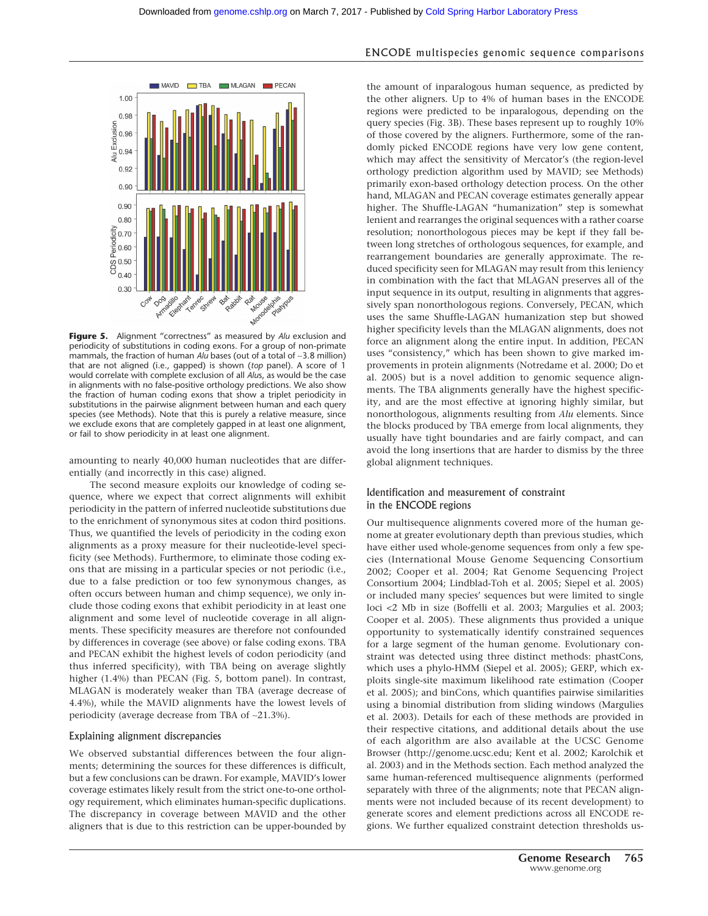**Figure 5.** Alignment "correctness" as measured by *Alu* exclusion and periodicity of substitutions in coding exons. For a group of non-primate mammals, the fraction of human *Alu* bases (out of a total of ~3.8 million) that are not aligned (i.e., gapped) is shown (*top* panel). A score of 1 would correlate with complete exclusion of all *Alu*s, as would be the case in alignments with no false-positive orthology predictions. We also show the fraction of human coding exons that show a triplet periodicity in substitutions in the pairwise alignment between human and each query species (see Methods). Note that this is purely a relative measure, since we exclude exons that are completely gapped in at least one alignment, or fail to show periodicity in at least one alignment.

amounting to nearly 40,000 human nucleotides that are differentially (and incorrectly in this case) aligned.

The second measure exploits our knowledge of coding sequence, where we expect that correct alignments will exhibit periodicity in the pattern of inferred nucleotide substitutions due to the enrichment of synonymous sites at codon third positions. Thus, we quantified the levels of periodicity in the coding exon alignments as a proxy measure for their nucleotide-level specificity (see Methods). Furthermore, to eliminate those coding exons that are missing in a particular species or not periodic (i.e., due to a false prediction or too few synonymous changes, as often occurs between human and chimp sequence), we only include those coding exons that exhibit periodicity in at least one alignment and some level of nucleotide coverage in all alignments. These specificity measures are therefore not confounded by differences in coverage (see above) or false coding exons. TBA and PECAN exhibit the highest levels of codon periodicity (and thus inferred specificity), with TBA being on average slightly higher (1.4%) than PECAN (Fig. 5, bottom panel). In contrast, MLAGAN is moderately weaker than TBA (average decrease of 4.4%), while the MAVID alignments have the lowest levels of periodicity (average decrease from TBA of ~21.3%).

## Explaining alignment discrepancies

We observed substantial differences between the four alignments; determining the sources for these differences is difficult, but a few conclusions can be drawn. For example, MAVID's lower coverage estimates likely result from the strict one-to-one orthology requirement, which eliminates human-specific duplications. The discrepancy in coverage between MAVID and the other aligners that is due to this restriction can be upper-bounded by the amount of inparalogous human sequence, as predicted by the other aligners. Up to 4% of human bases in the ENCODE regions were predicted to be inparalogous, depending on the query species (Fig. 3B). These bases represent up to roughly 10% of those covered by the aligners. Furthermore, some of the randomly picked ENCODE regions have very low gene content, which may affect the sensitivity of Mercator's (the region-level orthology prediction algorithm used by MAVID; see Methods) primarily exon-based orthology detection process. On the other hand, MLAGAN and PECAN coverage estimates generally appear higher. The Shuffle-LAGAN "humanization" step is somewhat lenient and rearranges the original sequences with a rather coarse resolution; nonorthologous pieces may be kept if they fall between long stretches of orthologous sequences, for example, and rearrangement boundaries are generally approximate. The reduced specificity seen for MLAGAN may result from this leniency in combination with the fact that MLAGAN preserves all of the input sequence in its output, resulting in alignments that aggressively span nonorthologous regions. Conversely, PECAN, which uses the same Shuffle-LAGAN humanization step but showed higher specificity levels than the MLAGAN alignments, does not force an alignment along the entire input. In addition, PECAN uses "consistency," which has been shown to give marked improvements in protein alignments (Notredame et al. 2000; Do et al. 2005) but is a novel addition to genomic sequence alignments. The TBA alignments generally have the highest specificity, and are the most effective at ignoring highly similar, but nonorthologous, alignments resulting from *Alu* elements. Since the blocks produced by TBA emerge from local alignments, they usually have tight boundaries and are fairly compact, and can avoid the long insertions that are harder to dismiss by the three global alignment techniques.

## Identification and measurement of constraint in the ENCODE regions

Our multisequence alignments covered more of the human genome at greater evolutionary depth than previous studies, which have either used whole-genome sequences from only a few species (International Mouse Genome Sequencing Consortium 2002; Cooper et al. 2004; Rat Genome Sequencing Project Consortium 2004; Lindblad-Toh et al. 2005; Siepel et al. 2005) or included many species' sequences but were limited to single loci <2 Mb in size (Boffelli et al. 2003; Margulies et al. 2003; Cooper et al. 2005). These alignments thus provided a unique opportunity to systematically identify constrained sequences for a large segment of the human genome. Evolutionary constraint was detected using three distinct methods: phastCons, which uses a phylo-HMM (Siepel et al. 2005); GERP, which exploits single-site maximum likelihood rate estimation (Cooper et al. 2005); and binCons, which quantifies pairwise similarities using a binomial distribution from sliding windows (Margulies et al. 2003). Details for each of these methods are provided in their respective citations, and additional details about the use of each algorithm are also available at the UCSC Genome Browser (http://genome.ucsc.edu; Kent et al. 2002; Karolchik et al. 2003) and in the Methods section. Each method analyzed the same human-referenced multisequence alignments (performed separately with three of the alignments; note that PECAN alignments were not included because of its recent development) to generate scores and element predictions across all ENCODE regions. We further equalized constraint detection thresholds us-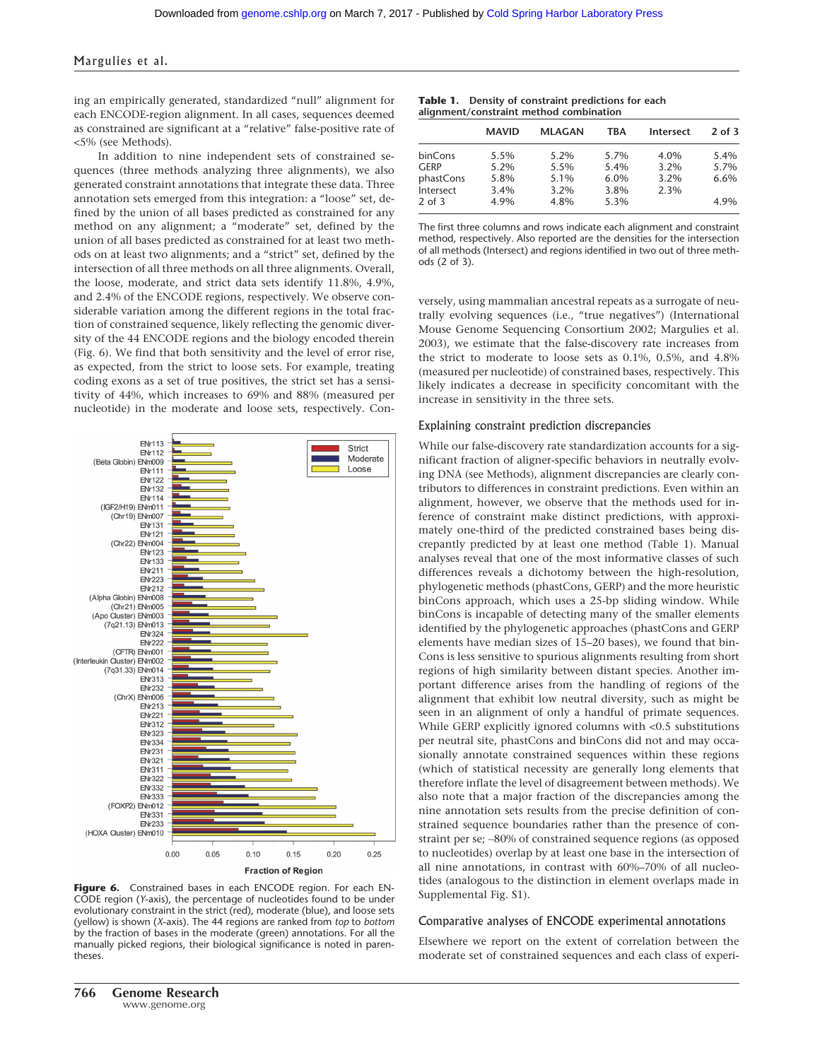ing an empirically generated, standardized "null" alignment for each ENCODE-region alignment. In all cases, sequences deemed as constrained are significant at a "relative" false-positive rate of <5% (see Methods).

In addition to nine independent sets of constrained sequences (three methods analyzing three alignments), we also generated constraint annotations that integrate these data. Three annotation sets emerged from this integration: a "loose" set, defined by the union of all bases predicted as constrained for any method on any alignment; a "moderate" set, defined by the union of all bases predicted as constrained for at least two methods on at least two alignments; and a "strict" set, defined by the intersection of all three methods on all three alignments. Overall, the loose, moderate, and strict data sets identify 11.8%, 4.9%, and 2.4% of the ENCODE regions, respectively. We observe considerable variation among the different regions in the total fraction of constrained sequence, likely reflecting the genomic diversity of the 44 ENCODE regions and the biology encoded therein (Fig. 6). We find that both sensitivity and the level of error rise, as expected, from the strict to loose sets. For example, treating coding exons as a set of true positives, the strict set has a sensitivity of 44%, which increases to 69% and 88% (measured per nucleotide) in the moderate and loose sets, respectively. Conversely, using mammalian ancestral repeats as a surrogate of neutrally evolving sequences (i.e., "true negatives") (International Mouse Genome Sequencing Consortium 2002; Margulies et al. 2003), we estimate that the false-discovery rate increases from the strict to moderate to loose sets as 0.1%, 0.5%, and 4.8% (measured per nucleotide) of constrained bases, respectively. This likely indicates a decrease in specificity concomitant with the increase in sensitivity in the three sets.

**Figure 6.** Constrained bases in each ENCODE region. For each ENCODE region (*Y*-axis), the percentage of nucleotides found to be under evolutionary constraint in the strict (red), moderate (blue), and loose sets (yellow) is shown (*X*-axis). The 44 regions are ranked from *top* to *bottom* by the fraction of bases in the moderate (green) annotations. For all the manually picked regions, their biological significance is noted in parentheses.

**Table 1. Density of constraint predictions for each alignment/constraint method combination**

| | MAVID | MLAGAN | TBA | Intersect | 2 of 3 |
|---|---|---|---|---|---|
| binCons | 5.5% | 5.2% | 5.7% | 4.0% | 5.4% |
| GERP | 5.2% | 5.5% | 5.4% | 3.2% | 5.7% |
| phastCons | 5.8% | 5.1% | 6.0% | 3.2% | 6.6% |
| Intersect | 3.4% | 3.2% | 3.8% | 2.3% | |
| 2 of 3 | 4.9% | 4.8% | 5.3% | | 4.9% |

The first three columns and rows indicate each alignment and constraint method, respectively. Also reported are the densities for the intersection of all methods (Intersect) and regions identified in two out of three methods (2 of 3).

## Explaining constraint prediction discrepancies

While our false-discovery rate standardization accounts for a significant fraction of aligner-specific behaviors in neutrally evolving DNA (see Methods), alignment discrepancies are clearly contributors to differences in constraint predictions. Even within an alignment, however, we observe that the methods used for inference of constraint make distinct predictions, with approximately one-third of the predicted constrained bases being discrepantly predicted by at least one method (Table 1). Manual analyses reveal that one of the most informative classes of such differences reveals a dichotomy between the high-resolution, phylogenetic methods (phastCons, GERP) and the more heuristic binCons approach, which uses a 25-bp sliding window. While binCons is incapable of detecting many of the smaller elements identified by the phylogenetic approaches (phastCons and GERP elements have median sizes of 15–20 bases), we found that binCons is less sensitive to spurious alignments resulting from short regions of high similarity between distant species. Another important difference arises from the handling of regions of the alignment that exhibit low neutral diversity, such as might be seen in an alignment of only a handful of primate sequences. While GERP explicitly ignored columns with <0.5 substitutions per neutral site, phastCons and binCons did not and may occasionally annotate constrained sequences within these regions (which of statistical necessity are generally long elements that therefore inflate the level of disagreement between methods). We also note that a major fraction of the discrepancies among the nine annotation sets results from the precise definition of constrained sequence boundaries rather than the presence of constraint per se; ~80% of constrained sequence regions (as opposed to nucleotides) overlap by at least one base in the intersection of all nine annotations, in contrast with 60%–70% of all nucleotides (analogous to the distinction in element overlaps made in Supplemental Fig. S1).

## Comparative analyses of ENCODE experimental annotations

Elsewhere we report on the extent of correlation between the moderate set of constrained sequences and each class of experi-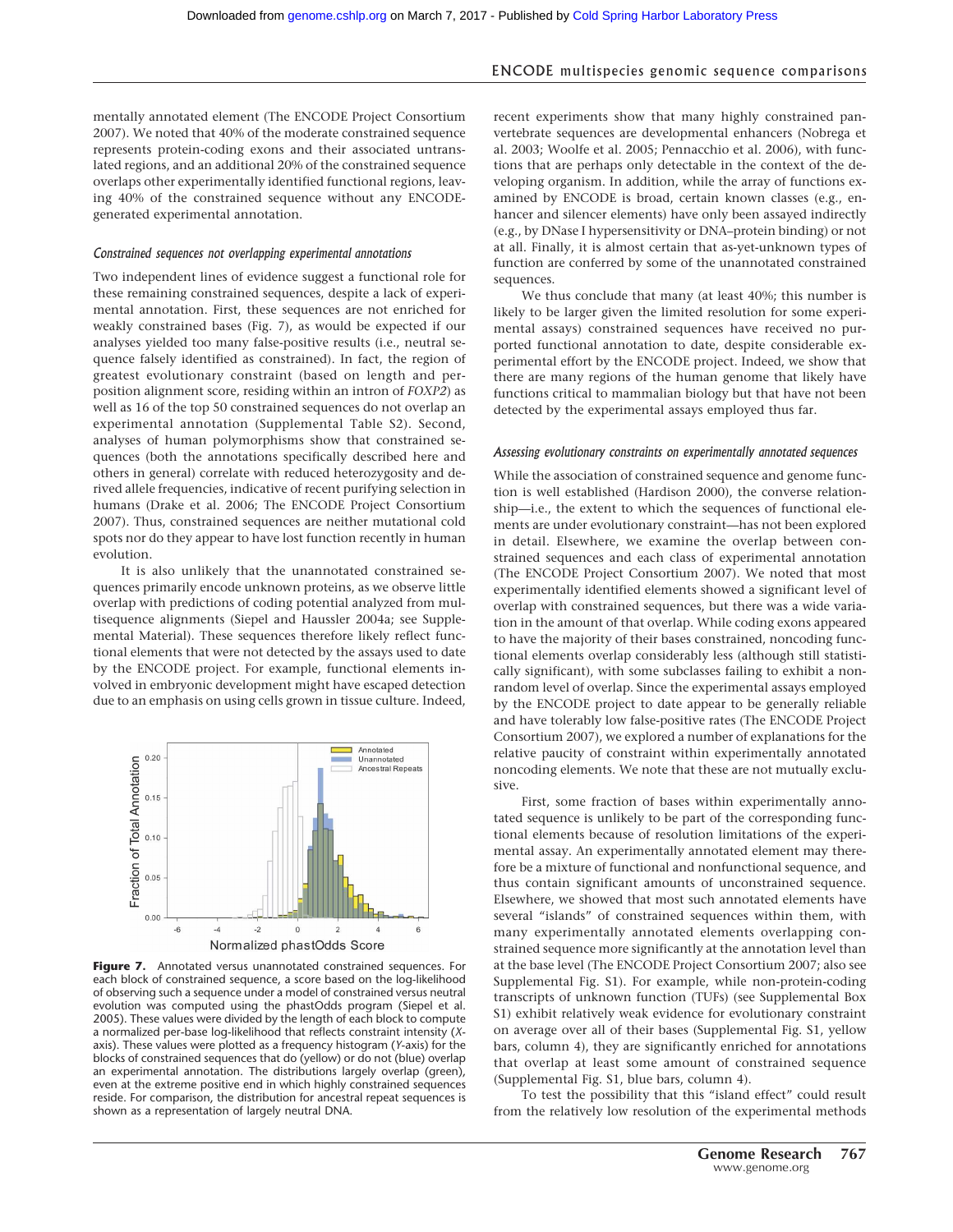mentally annotated element (The ENCODE Project Consortium 2007). We noted that 40% of the moderate constrained sequence represents protein-coding exons and their associated untranslated regions, and an additional 20% of the constrained sequence overlaps other experimentally identified functional regions, leaving 40% of the constrained sequence without any ENCODE-generated experimental annotation.

### *Constrained sequences not overlapping experimental annotations*

Two independent lines of evidence suggest a functional role for these remaining constrained sequences, despite a lack of experimental annotation. First, these sequences are not enriched for weakly constrained bases (Fig. 7), as would be expected if our analyses yielded too many false-positive results (i.e., neutral sequence falsely identified as constrained). In fact, the region of greatest evolutionary constraint (based on length and per-position alignment score, residing within an intron of *FOXP2*) as well as 16 of the top 50 constrained sequences do not overlap an experimental annotation (Supplemental Table S2). Second, analyses of human polymorphisms show that constrained sequences (both the annotations specifically described here and others in general) correlate with reduced heterozygosity and derived allele frequencies, indicative of recent purifying selection in humans (Drake et al. 2006; The ENCODE Project Consortium 2007). Thus, constrained sequences are neither mutational cold spots nor do they appear to have lost function recently in human evolution.

It is also unlikely that the unannotated constrained sequences primarily encode unknown proteins, as we observe little overlap with predictions of coding potential analyzed from multisequence alignments (Siepel and Haussler 2004a; see Supplemental Material). These sequences therefore likely reflect functional elements that were not detected by the assays used to date by the ENCODE project. For example, functional elements involved in embryonic development might have escaped detection due to an emphasis on using cells grown in tissue culture. Indeed, recent experiments show that many highly constrained pan-vertebrate sequences are developmental enhancers (Nobrega et al. 2003; Woolfe et al. 2005; Pennacchio et al. 2006), with functions that are perhaps only detectable in the context of the developing organism. In addition, while the array of functions examined by ENCODE is broad, certain known classes (e.g., enhancer and silencer elements) have only been assayed indirectly (e.g., by DNase I hypersensitivity or DNA–protein binding) or not at all. Finally, it is almost certain that as-yet-unknown types of function are conferred by some of the unannotated constrained sequences.

**Figure 7.** Annotated versus unannotated constrained sequences. For each block of constrained sequence, a score based on the log-likelihood of observing such a sequence under a model of constrained versus neutral evolution was computed using the phastOdds program (Siepel et al. 2005). These values were divided by the length of each block to compute a normalized per-base log-likelihood that reflects constraint intensity (*X*-axis). These values were plotted as a frequency histogram (*Y*-axis) for the blocks of constrained sequences that do (yellow) or do not (blue) overlap an experimental annotation. The distributions largely overlap (green), even at the extreme positive end in which highly constrained sequences reside. For comparison, the distribution for ancestral repeat sequences is shown as a representation of largely neutral DNA.

We thus conclude that many (at least 40%; this number is likely to be larger given the limited resolution for some experimental assays) constrained sequences have received no purported functional annotation to date, despite considerable experimental effort by the ENCODE project. Indeed, we show that there are many regions of the human genome that likely have functions critical to mammalian biology but that have not been detected by the experimental assays employed thus far.

### *Assessing evolutionary constraints on experimentally annotated sequences*

While the association of constrained sequence and genome function is well established (Hardison 2000), the converse relationship—i.e., the extent to which the sequences of functional elements are under evolutionary constraint—has not been explored in detail. Elsewhere, we examine the overlap between constrained sequences and each class of experimental annotation (The ENCODE Project Consortium 2007). We noted that most experimentally identified elements showed a significant level of overlap with constrained sequences, but there was a wide variation in the amount of that overlap. While coding exons appeared to have the majority of their bases constrained, noncoding functional elements overlap considerably less (although still statistically significant), with some subclasses failing to exhibit a nonrandom level of overlap. Since the experimental assays employed by the ENCODE project to date appear to be generally reliable and have tolerably low false-positive rates (The ENCODE Project Consortium 2007), we explored a number of explanations for the relative paucity of constraint within experimentally annotated noncoding elements. We note that these are not mutually exclusive.

First, some fraction of bases within experimentally annotated sequence is unlikely to be part of the corresponding functional elements because of resolution limitations of the experimental assay. An experimentally annotated element may therefore be a mixture of functional and nonfunctional sequence, and thus contain significant amounts of unconstrained sequence. Elsewhere, we showed that most such annotated elements have several "islands" of constrained sequences within them, with many experimentally annotated elements overlapping constrained sequence more significantly at the annotation level than at the base level (The ENCODE Project Consortium 2007; also see Supplemental Fig. S1). For example, while non-protein-coding transcripts of unknown function (TUFs) (see Supplemental Box S1) exhibit relatively weak evidence for evolutionary constraint on average over all of their bases (Supplemental Fig. S1, yellow bars, column 4), they are significantly enriched for annotations that overlap at least some amount of constrained sequence (Supplemental Fig. S1, blue bars, column 4).

To test the possibility that this "island effect" could result from the relatively low resolution of the experimental methods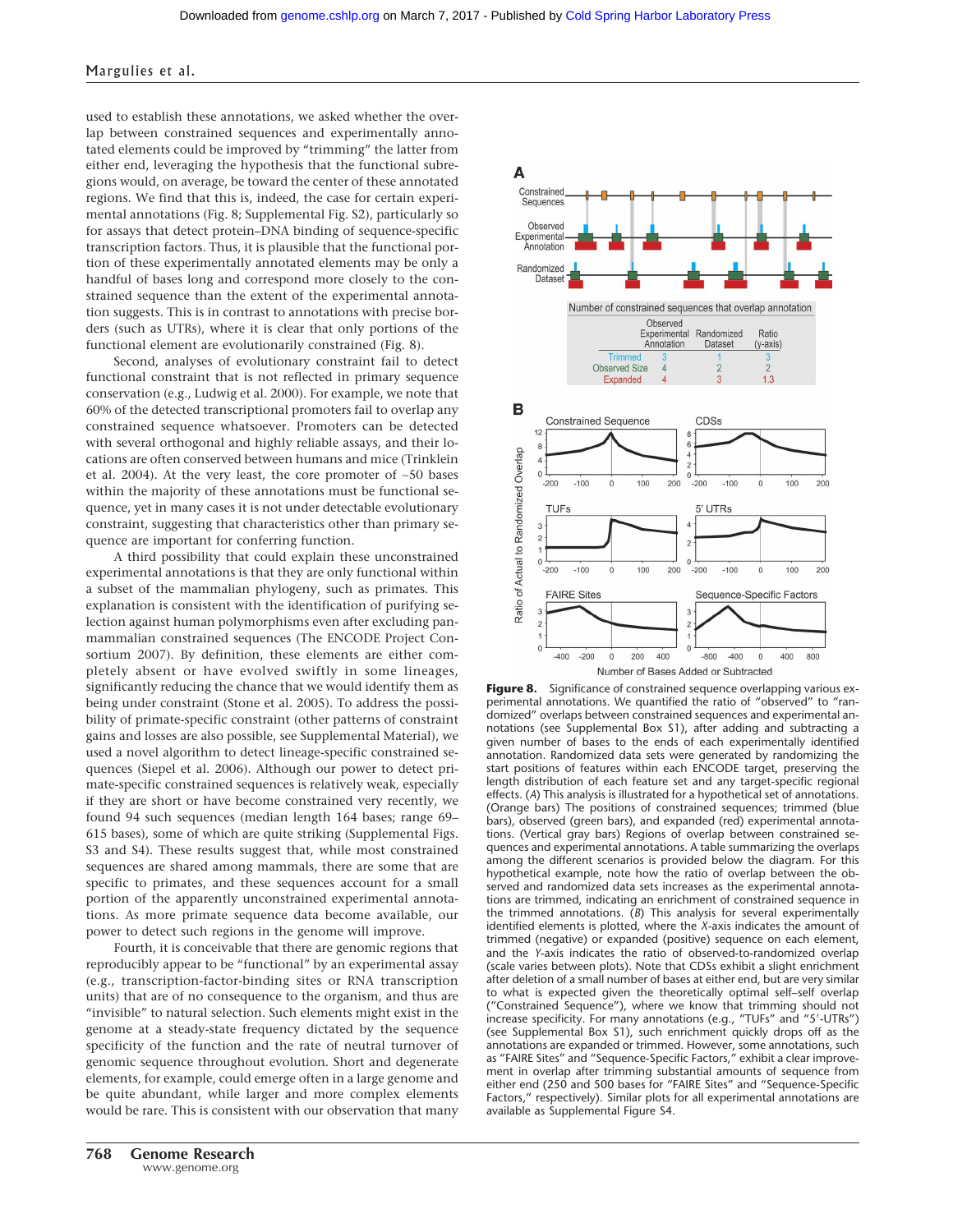used to establish these annotations, we asked whether the overlap between constrained sequences and experimentally annotated elements could be improved by "trimming" the latter from either end, leveraging the hypothesis that the functional subregions would, on average, be toward the center of these annotated regions. We find that this is, indeed, the case for certain experimental annotations (Fig. 8; Supplemental Fig. S2), particularly so for assays that detect protein–DNA binding of sequence-specific transcription factors. Thus, it is plausible that the functional portion of these experimentally annotated elements may be only a handful of bases long and correspond more closely to the constrained sequence than the extent of the experimental annotation suggests. This is in contrast to annotations with precise borders (such as UTRs), where it is clear that only portions of the functional element are evolutionarily constrained (Fig. 8).

Second, analyses of evolutionary constraint fail to detect functional constraint that is not reflected in primary sequence conservation (e.g., Ludwig et al. 2000). For example, we note that 60% of the detected transcriptional promoters fail to overlap any constrained sequence whatsoever. Promoters can be detected with several orthogonal and highly reliable assays, and their locations are often conserved between humans and mice (Trinklein et al. 2004). At the very least, the core promoter of ~50 bases within the majority of these annotations must be functional sequence, yet in many cases it is not under detectable evolutionary constraint, suggesting that characteristics other than primary sequence are important for conferring function.

A third possibility that could explain these unconstrained experimental annotations is that they are only functional within a subset of the mammalian phylogeny, such as primates. This explanation is consistent with the identification of purifying selection against human polymorphisms even after excluding pan-mammalian constrained sequences (The ENCODE Project Consortium 2007). By definition, these elements are either completely absent or have evolved swiftly in some lineages, significantly reducing the chance that we would identify them as being under constraint (Stone et al. 2005). To address the possibility of primate-specific constraint (other patterns of constraint gains and losses are also possible, see Supplemental Material), we used a novel algorithm to detect lineage-specific constrained sequences (Siepel et al. 2006). Although our power to detect primate-specific constrained sequences is relatively weak, especially if they are short or have become constrained very recently, we found 94 such sequences (median length 164 bases; range 69–615 bases), some of which are quite striking (Supplemental Figs. S3 and S4). These results suggest that, while most constrained sequences are shared among mammals, there are some that are specific to primates, and these sequences account for a small portion of the apparently unconstrained experimental annotations. As more primate sequence data become available, our power to detect such regions in the genome will improve.

Fourth, it is conceivable that there are genomic regions that reproducibly appear to be "functional" by an experimental assay (e.g., transcription-factor-binding sites or RNA transcription units) that are of no consequence to the organism, and thus are "invisible" to natural selection. Such elements might exist in the genome at a steady-state frequency dictated by the sequence specificity of the function and the rate of neutral turnover of genomic sequence throughout evolution. Short and degenerate elements, for example, could emerge often in a large genome and be quite abundant, while larger and more complex elements would be rare. This is consistent with our observation that many

**Figure 8.** Significance of constrained sequence overlapping various experimental annotations. We quantified the ratio of "observed" to "randomized" overlaps between constrained sequences and experimental annotations (see Supplemental Box S1), after adding and subtracting a given number of bases to the ends of each experimentally identified annotation. Randomized data sets were generated by randomizing the start positions of features within each ENCODE target, preserving the length distribution of each feature set and any target-specific regional effects. (*A*) This analysis is illustrated for a hypothetical set of annotations. (Orange bars) The positions of constrained sequences; trimmed (blue bars), observed (green bars), and expanded (red) experimental annotations. (Vertical gray bars) Regions of overlap between constrained sequences and experimental annotations. A table summarizing the overlaps among the different scenarios is provided below the diagram. For this hypothetical example, note how the ratio of overlap between the observed and randomized data sets increases as the experimental annotations are trimmed, indicating an enrichment of constrained sequence in the trimmed annotations. (*B*) This analysis for several experimentally identified elements is plotted, where the *X*-axis indicates the amount of trimmed (negative) or expanded (positive) sequence on each element, and the *Y*-axis indicates the ratio of observed-to-randomized overlap (scale varies between plots). Note that CDSs exhibit a slight enrichment after deletion of a small number of bases at either end, but are very similar to what is expected given the theoretically optimal self–self overlap ("Constrained Sequence"), where we know that trimming should not increase specificity. For many annotations (e.g., "TUFs" and "5′-UTRs") (see Supplemental Box S1), such enrichment quickly drops off as the annotations are expanded or trimmed. However, some annotations, such as "FAIRE Sites" and "Sequence-Specific Factors," exhibit a clear improvement in overlap after trimming substantial amounts of sequence from either end (250 and 500 bases for "FAIRE Sites" and "Sequence-Specific Factors," respectively). Similar plots for all experimental annotations are available as Supplemental Figure S4.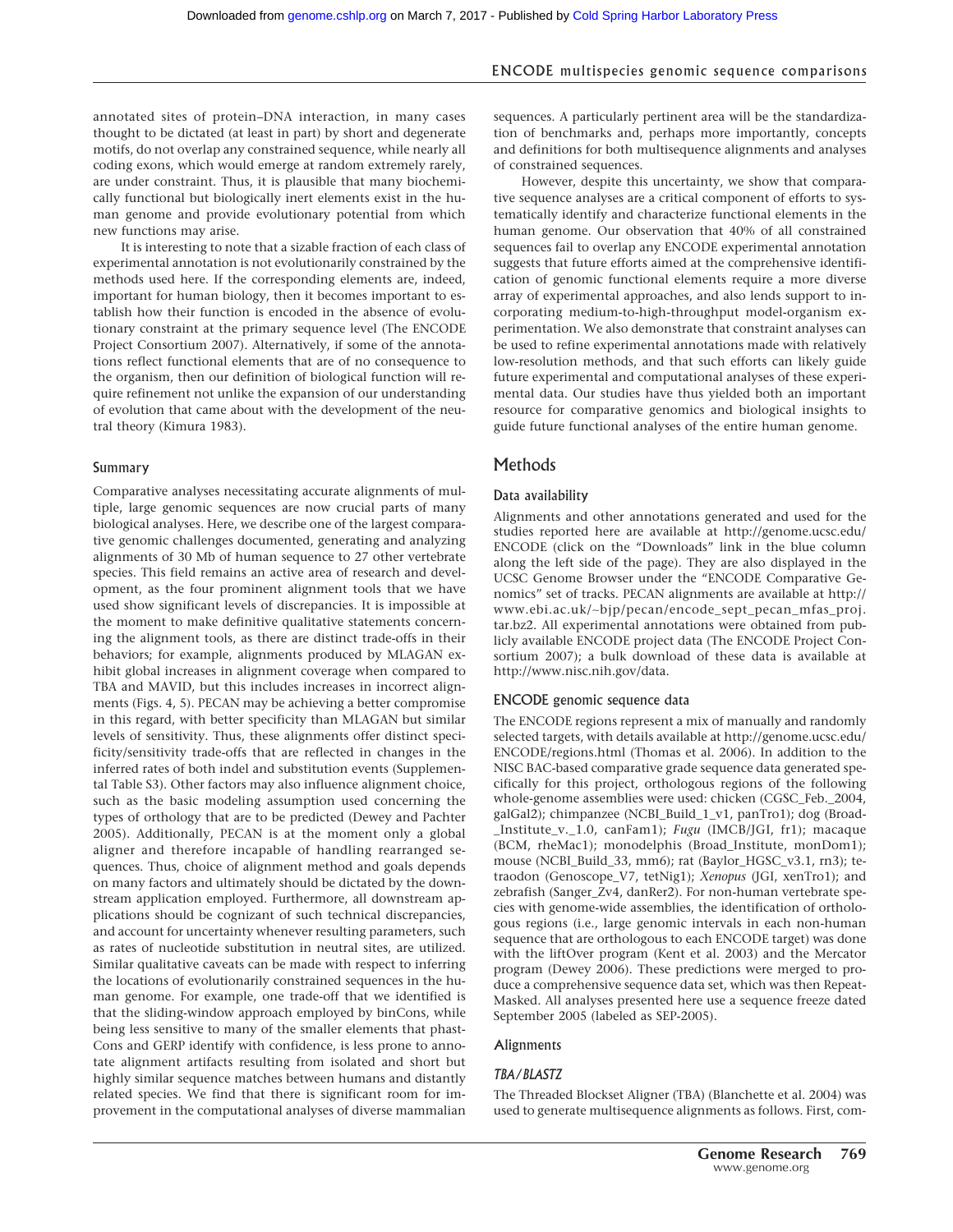annotated sites of protein–DNA interaction, in many cases thought to be dictated (at least in part) by short and degenerate motifs, do not overlap any constrained sequence, while nearly all coding exons, which would emerge at random extremely rarely, are under constraint. Thus, it is plausible that many biochemically functional but biologically inert elements exist in the human genome and provide evolutionary potential from which new functions may arise.

It is interesting to note that a sizable fraction of each class of experimental annotation is not evolutionarily constrained by the methods used here. If the corresponding elements are, indeed, important for human biology, then it becomes important to establish how their function is encoded in the absence of evolutionary constraint at the primary sequence level (The ENCODE Project Consortium 2007). Alternatively, if some of the annotations reflect functional elements that are of no consequence to the organism, then our definition of biological function will require refinement not unlike the expansion of our understanding of evolution that came about with the development of the neutral theory (Kimura 1983).

### Summary

Comparative analyses necessitating accurate alignments of multiple, large genomic sequences are now crucial parts of many biological analyses. Here, we describe one of the largest comparative genomic challenges documented, generating and analyzing alignments of 30 Mb of human sequence to 27 other vertebrate species. This field remains an active area of research and development, as the four prominent alignment tools that we have used show significant levels of discrepancies. It is impossible at the moment to make definitive qualitative statements concerning the alignment tools, as there are distinct trade-offs in their behaviors; for example, alignments produced by MLAGAN exhibit global increases in alignment coverage when compared to TBA and MAVID, but this includes increases in incorrect alignments (Figs. 4, 5). PECAN may be achieving a better compromise in this regard, with better specificity than MLAGAN but similar levels of sensitivity. Thus, these alignments offer distinct specificity/sensitivity trade-offs that are reflected in changes in the inferred rates of both indel and substitution events (Supplemental Table S3). Other factors may also influence alignment choice, such as the basic modeling assumption used concerning the types of orthology that are to be predicted (Dewey and Pachter 2005). Additionally, PECAN is at the moment only a global aligner and therefore incapable of handling rearranged sequences. Thus, choice of alignment method and goals depends on many factors and ultimately should be dictated by the downstream application employed. Furthermore, all downstream applications should be cognizant of such technical discrepancies, and account for uncertainty whenever resulting parameters, such as rates of nucleotide substitution in neutral sites, are utilized. Similar qualitative caveats can be made with respect to inferring the locations of evolutionarily constrained sequences in the human genome. For example, one trade-off that we identified is that the sliding-window approach employed by binCons, while being less sensitive to many of the smaller elements that phastCons and GERP identify with confidence, is less prone to annotate alignment artifacts resulting from isolated and short but highly similar sequence matches between humans and distantly related species. We find that there is significant room for improvement in the computational analyses of diverse mammalian sequences. A particularly pertinent area will be the standardization of benchmarks and, perhaps more importantly, concepts and definitions for both multisequence alignments and analyses of constrained sequences.

However, despite this uncertainty, we show that comparative sequence analyses are a critical component of efforts to systematically identify and characterize functional elements in the human genome. Our observation that 40% of all constrained sequences fail to overlap any ENCODE experimental annotation suggests that future efforts aimed at the comprehensive identification of genomic functional elements require a more diverse array of experimental approaches, and also lends support to incorporating medium-to-high-throughput model-organism experimentation. We also demonstrate that constraint analyses can be used to refine experimental annotations made with relatively low-resolution methods, and that such efforts can likely guide future experimental and computational analyses of these experimental data. Our studies have thus yielded both an important resource for comparative genomics and biological insights to guide future functional analyses of the entire human genome.

## Methods

### Data availability

Alignments and other annotations generated and used for the studies reported here are available at http://genome.ucsc.edu/ENCODE (click on the "Downloads" link in the blue column along the left side of the page). They are also displayed in the UCSC Genome Browser under the "ENCODE Comparative Genomics" set of tracks. PECAN alignments are available at http://www.ebi.ac.uk/~bjp/pecan/encode_sept_pecan_mfas_proj.tar.bz2. All experimental annotations were obtained from publicly available ENCODE project data (The ENCODE Project Consortium 2007); a bulk download of these data is available at http://www.nisc.nih.gov/data.

### ENCODE genomic sequence data

The ENCODE regions represent a mix of manually and randomly selected targets, with details available at http://genome.ucsc.edu/ENCODE/regions.html (Thomas et al. 2006). In addition to the NISC BAC-based comparative grade sequence data generated specifically for this project, orthologous regions of the following whole-genome assemblies were used: chicken (CGSC_Feb._2004, galGal2); chimpanzee (NCBI_Build_1_v1, panTro1); dog (Broad_Institute_v._1.0, canFam1); *Fugu* (IMCB/JGI, fr1); macaque (BCM, rheMac1); monodelphis (Broad_Institute, monDom1); mouse (NCBI_Build_33, mm6); rat (Baylor_HGSC_v3.1, rn3); tetraodon (Genoscope_V7, tetNig1); *Xenopus* (JGI, xenTro1); and zebrafish (Sanger_Zv4, danRer2). For non-human vertebrate species with genome-wide assemblies, the identification of orthologous regions (i.e., large genomic intervals in each non-human sequence that are orthologous to each ENCODE target) was done with the liftOver program (Kent et al. 2003) and the Mercator program (Dewey 2006). These predictions were merged to produce a comprehensive sequence data set, which was then RepeatMasked. All analyses presented here use a sequence freeze dated September 2005 (labeled as SEP-2005).

### Alignments

#### *TBA/BLASTZ*

The Threaded Blockset Aligner (TBA) (Blanchette et al. 2004) was used to generate multisequence alignments as follows. First, com-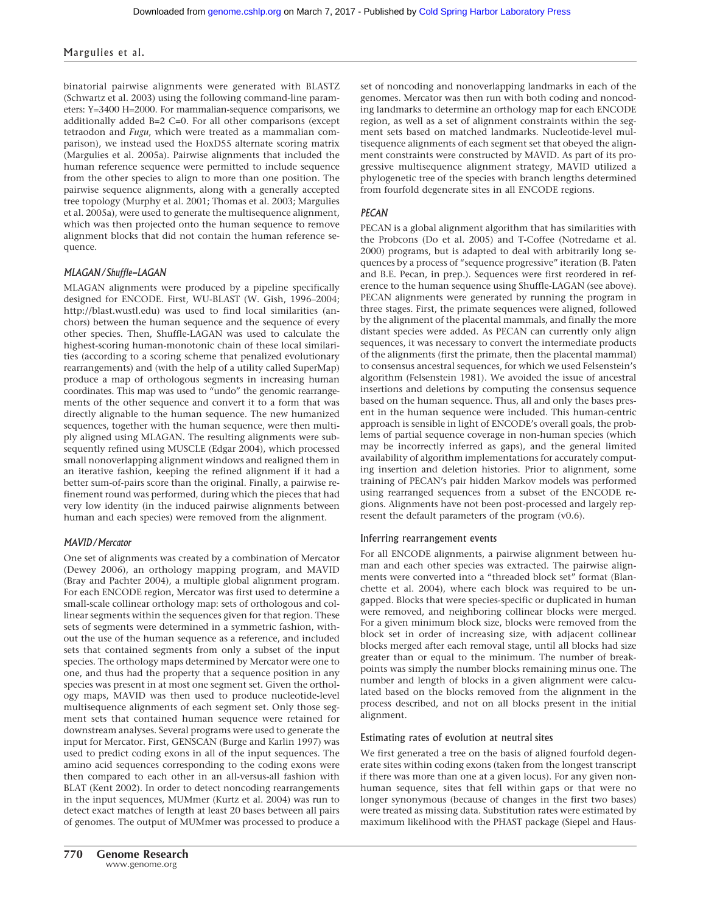binatorial pairwise alignments were generated with BLASTZ (Schwartz et al. 2003) using the following command-line parameters: Y=3400 H=2000. For mammalian-sequence comparisons, we additionally added B=2 C=0. For all other comparisons (except tetraodon and *Fugu*, which were treated as a mammalian comparison), we instead used the HoxD55 alternate scoring matrix (Margulies et al. 2005a). Pairwise alignments that included the human reference sequence were permitted to include sequence from the other species to align to more than one position. The pairwise sequence alignments, along with a generally accepted tree topology (Murphy et al. 2001; Thomas et al. 2003; Margulies et al. 2005a), were used to generate the multisequence alignment, which was then projected onto the human sequence to remove alignment blocks that did not contain the human reference sequence.

### *MLAGAN/Shuffle–LAGAN*

MLAGAN alignments were produced by a pipeline specifically designed for ENCODE. First, WU-BLAST (W. Gish, 1996–2004; http://blast.wustl.edu) was used to find local similarities (anchors) between the human sequence and the sequence of every other species. Then, Shuffle-LAGAN was used to calculate the highest-scoring human-monotonic chain of these local similarities (according to a scoring scheme that penalized evolutionary rearrangements) and (with the help of a utility called SuperMap) produce a map of orthologous segments in increasing human coordinates. This map was used to "undo" the genomic rearrangements of the other sequence and convert it to a form that was directly alignable to the human sequence. The new humanized sequences, together with the human sequence, were then multiply aligned using MLAGAN. The resulting alignments were subsequently refined using MUSCLE (Edgar 2004), which processed small nonoverlapping alignment windows and realigned them in an iterative fashion, keeping the refined alignment if it had a better sum-of-pairs score than the original. Finally, a pairwise refinement round was performed, during which the pieces that had very low identity (in the induced pairwise alignments between human and each species) were removed from the alignment.

### *MAVID/Mercator*

One set of alignments was created by a combination of Mercator (Dewey 2006), an orthology mapping program, and MAVID (Bray and Pachter 2004), a multiple global alignment program. For each ENCODE region, Mercator was first used to determine a small-scale collinear orthology map: sets of orthologous and collinear segments within the sequences given for that region. These sets of segments were determined in a symmetric fashion, without the use of the human sequence as a reference, and included sets that contained segments from only a subset of the input species. The orthology maps determined by Mercator were one to one, and thus had the property that a sequence position in any species was present in at most one segment set. Given the orthology maps, MAVID was then used to produce nucleotide-level multisequence alignments of each segment set. Only those segment sets that contained human sequence were retained for downstream analyses. Several programs were used to generate the input for Mercator. First, GENSCAN (Burge and Karlin 1997) was used to predict coding exons in all of the input sequences. The amino acid sequences corresponding to the coding exons were then compared to each other in an all-versus-all fashion with BLAT (Kent 2002). In order to detect noncoding rearrangements in the input sequences, MUMmer (Kurtz et al. 2004) was run to detect exact matches of length at least 20 bases between all pairs of genomes. The output of MUMmer was processed to produce a set of noncoding and nonoverlapping landmarks in each of the genomes. Mercator was then run with both coding and noncoding landmarks to determine an orthology map for each ENCODE region, as well as a set of alignment constraints within the segment sets based on matched landmarks. Nucleotide-level multisequence alignments of each segment set that obeyed the alignment constraints were constructed by MAVID. As part of its progressive multisequence alignment strategy, MAVID utilized a phylogenetic tree of the species with branch lengths determined from fourfold degenerate sites in all ENCODE regions.

### *PECAN*

PECAN is a global alignment algorithm that has similarities with the Probcons (Do et al. 2005) and T-Coffee (Notredame et al. 2000) programs, but is adapted to deal with arbitrarily long sequences by a process of "sequence progressive" iteration (B. Paten and B.E. Pecan, in prep.). Sequences were first reordered in reference to the human sequence using Shuffle-LAGAN (see above). PECAN alignments were generated by running the program in three stages. First, the primate sequences were aligned, followed by the alignment of the placental mammals, and finally the more distant species were added. As PECAN can currently only align sequences, it was necessary to convert the intermediate products of the alignments (first the primate, then the placental mammal) to consensus ancestral sequences, for which we used Felsenstein's algorithm (Felsenstein 1981). We avoided the issue of ancestral insertions and deletions by computing the consensus sequence based on the human sequence. Thus, all and only the bases present in the human sequence were included. This human-centric approach is sensible in light of ENCODE's overall goals, the problems of partial sequence coverage in non-human species (which may be incorrectly inferred as gaps), and the general limited availability of algorithm implementations for accurately computing insertion and deletion histories. Prior to alignment, some training of PECAN's pair hidden Markov models was performed using rearranged sequences from a subset of the ENCODE regions. Alignments have not been post-processed and largely represent the default parameters of the program (v0.6).

## Inferring rearrangement events

For all ENCODE alignments, a pairwise alignment between human and each other species was extracted. The pairwise alignments were converted into a "threaded block set" format (Blanchette et al. 2004), where each block was required to be ungapped. Blocks that were species-specific or duplicated in human were removed, and neighboring collinear blocks were merged. For a given minimum block size, blocks were removed from the block set in order of increasing size, with adjacent collinear blocks merged after each removal stage, until all blocks had size greater than or equal to the minimum. The number of breakpoints was simply the number blocks remaining minus one. The number and length of blocks in a given alignment were calculated based on the blocks removed from the alignment in the process described, and not on all blocks present in the initial alignment.

## Estimating rates of evolution at neutral sites

We first generated a tree on the basis of aligned fourfold degenerate sites within coding exons (taken from the longest transcript if there was more than one at a given locus). For any given nonhuman sequence, sites that fell within gaps or that were no longer synonymous (because of changes in the first two bases) were treated as missing data. Substitution rates were estimated by maximum likelihood with the PHAST package (Siepel and Haus-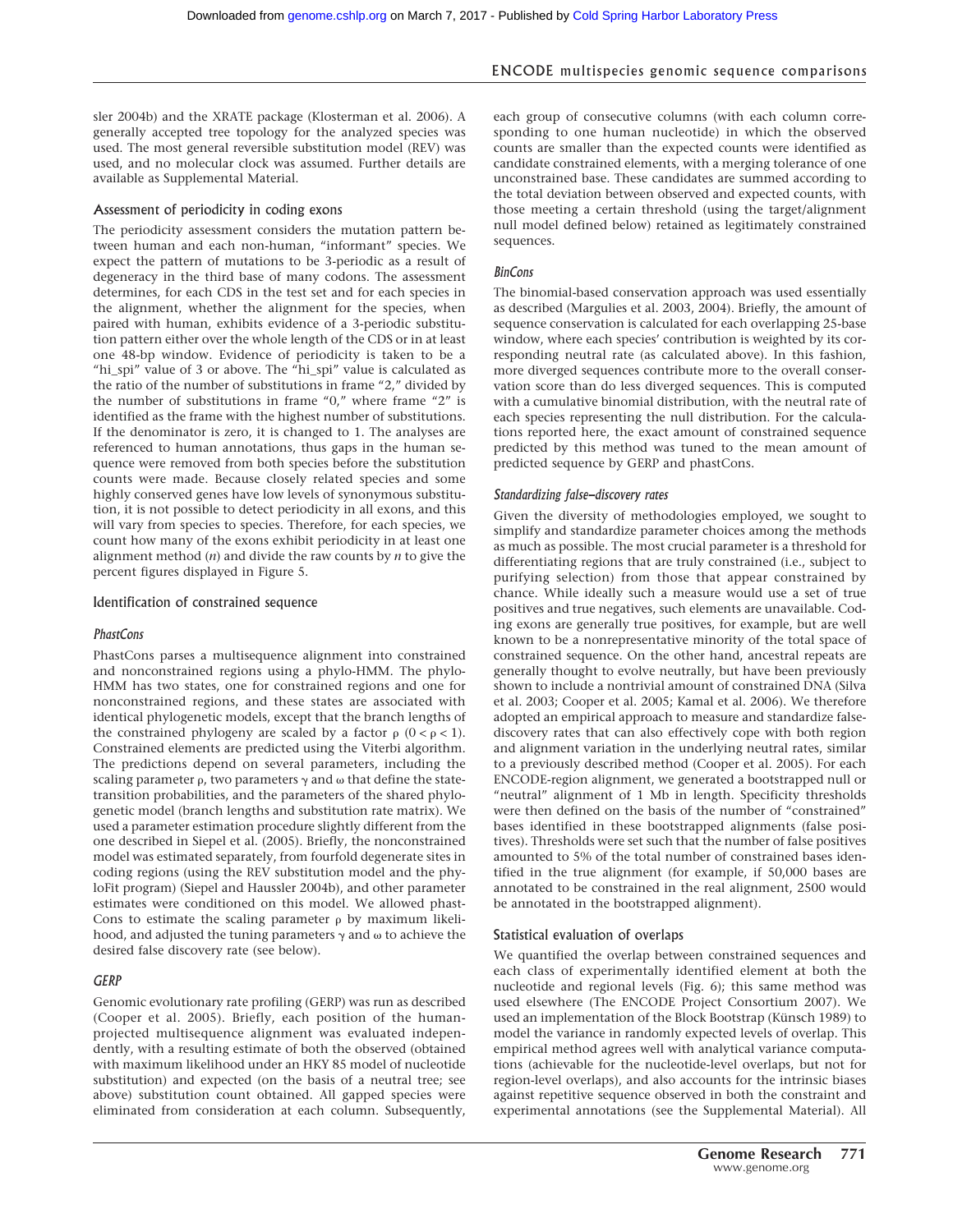sler 2004b) and the XRATE package (Klosterman et al. 2006). A generally accepted tree topology for the analyzed species was used. The most general reversible substitution model (REV) was used, and no molecular clock was assumed. Further details are available as Supplemental Material.

### Assessment of periodicity in coding exons

The periodicity assessment considers the mutation pattern between human and each non-human, "informant" species. We expect the pattern of mutations to be 3-periodic as a result of degeneracy in the third base of many codons. The assessment determines, for each CDS in the test set and for each species in the alignment, whether the alignment for the species, when paired with human, exhibits evidence of a 3-periodic substitution pattern either over the whole length of the CDS or in at least one 48-bp window. Evidence of periodicity is taken to be a "hi_spi" value of 3 or above. The "hi_spi" value is calculated as the ratio of the number of substitutions in frame "2," divided by the number of substitutions in frame "0," where frame "2" is identified as the frame with the highest number of substitutions. If the denominator is zero, it is changed to 1. The analyses are referenced to human annotations, thus gaps in the human sequence were removed from both species before the substitution counts were made. Because closely related species and some highly conserved genes have low levels of synonymous substitution, it is not possible to detect periodicity in all exons, and this will vary from species to species. Therefore, for each species, we count how many of the exons exhibit periodicity in at least one alignment method ($n$) and divide the raw counts by $n$ to give the percent figures displayed in Figure 5.

### Identification of constrained sequence

#### *PhastCons*

PhastCons parses a multisequence alignment into constrained and nonconstrained regions using a phylo-HMM. The phylo-HMM has two states, one for constrained regions and one for nonconstrained regions, and these states are associated with identical phylogenetic models, except that the branch lengths of the constrained phylogeny are scaled by a factor $\rho$ ($0 < \rho < 1$). Constrained elements are predicted using the Viterbi algorithm. The predictions depend on several parameters, including the scaling parameter $\rho$, two parameters $\gamma$ and $\omega$ that define the state-transition probabilities, and the parameters of the shared phylogenetic model (branch lengths and substitution rate matrix). We used a parameter estimation procedure slightly different from the one described in Siepel et al. (2005). Briefly, the nonconstrained model was estimated separately, from fourfold degenerate sites in coding regions (using the REV substitution model and the phyloFit program) (Siepel and Haussler 2004b), and other parameter estimates were conditioned on this model. We allowed phastCons to estimate the scaling parameter $\rho$ by maximum likelihood, and adjusted the tuning parameters $\gamma$ and $\omega$ to achieve the desired false discovery rate (see below).

#### *GERP*

Genomic evolutionary rate profiling (GERP) was run as described (Cooper et al. 2005). Briefly, each position of the human-projected multisequence alignment was evaluated independently, with a resulting estimate of both the observed (obtained with maximum likelihood under an HKY 85 model of nucleotide substitution) and expected (on the basis of a neutral tree; see above) substitution count obtained. All gapped species were eliminated from consideration at each column. Subsequently, each group of consecutive columns (with each column corresponding to one human nucleotide) in which the observed counts are smaller than the expected counts were identified as candidate constrained elements, with a merging tolerance of one unconstrained base. These candidates are summed according to the total deviation between observed and expected counts, with those meeting a certain threshold (using the target/alignment null model defined below) retained as legitimately constrained sequences.

#### *BinCons*

The binomial-based conservation approach was used essentially as described (Margulies et al. 2003, 2004). Briefly, the amount of sequence conservation is calculated for each overlapping 25-base window, where each species' contribution is weighted by its corresponding neutral rate (as calculated above). In this fashion, more diverged sequences contribute more to the overall conservation score than do less diverged sequences. This is computed with a cumulative binomial distribution, with the neutral rate of each species representing the null distribution. For the calculations reported here, the exact amount of constrained sequence predicted by this method was tuned to the mean amount of predicted sequence by GERP and phastCons.

#### *Standardizing false–discovery rates*

Given the diversity of methodologies employed, we sought to simplify and standardize parameter choices among the methods as much as possible. The most crucial parameter is a threshold for differentiating regions that are truly constrained (i.e., subject to purifying selection) from those that appear constrained by chance. While ideally such a measure would use a set of true positives and true negatives, such elements are unavailable. Coding exons are generally true positives, for example, but are well known to be a nonrepresentative minority of the total space of constrained sequence. On the other hand, ancestral repeats are generally thought to evolve neutrally, but have been previously shown to include a nontrivial amount of constrained DNA (Silva et al. 2003; Cooper et al. 2005; Kamal et al. 2006). We therefore adopted an empirical approach to measure and standardize false-discovery rates that can also effectively cope with both region and alignment variation in the underlying neutral rates, similar to a previously described method (Cooper et al. 2005). For each ENCODE-region alignment, we generated a bootstrapped null or "neutral" alignment of 1 Mb in length. Specificity thresholds were then defined on the basis of the number of "constrained" bases identified in these bootstrapped alignments (false positives). Thresholds were set such that the number of false positives amounted to 5% of the total number of constrained bases identified in the true alignment (for example, if 50,000 bases are annotated to be constrained in the real alignment, 2500 would be annotated in the bootstrapped alignment).

### Statistical evaluation of overlaps

We quantified the overlap between constrained sequences and each class of experimentally identified element at both the nucleotide and regional levels (Fig. 6); this same method was used elsewhere (The ENCODE Project Consortium 2007). We used an implementation of the Block Bootstrap (Künsch 1989) to model the variance in randomly expected levels of overlap. This empirical method agrees well with analytical variance computations (achievable for the nucleotide-level overlaps, but not for region-level overlaps), and also accounts for the intrinsic biases against repetitive sequence observed in both the constraint and experimental annotations (see the Supplemental Material). All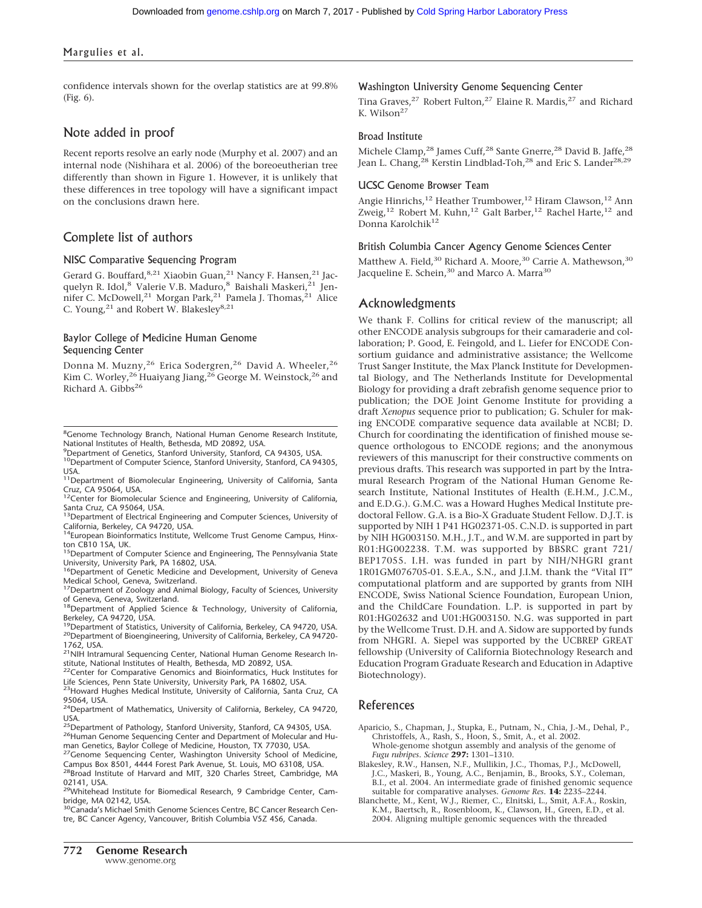confidence intervals shown for the overlap statistics are at 99.8% (Fig. 6).

## Note added in proof

Recent reports resolve an early node (Murphy et al. 2007) and an internal node (Nishihara et al. 2006) of the boreoeutherian tree differently than shown in Figure 1. However, it is unlikely that these differences in tree topology will have a significant impact on the conclusions drawn here.

## Complete list of authors

### NISC Comparative Sequencing Program

Gerard G. Bouffard,[8,21] Xiaobin Guan,[21] Nancy F. Hansen,[21] Jacquelyn R. Idol,[8] Valerie V.B. Maduro,[8] Baishali Maskeri,[21] Jennifer C. McDowell,[21] Morgan Park,[21] Pamela J. Thomas,[21] Alice C. Young,[21] and Robert W. Blakesley[8,21]

### Baylor College of Medicine Human Genome Sequencing Center

Donna M. Muzny,[26] Erica Sodergren,[26] David A. Wheeler,[26] Kim C. Worley,[26] Huaiyang Jiang,[26] George M. Weinstock,[26] and Richard A. Gibbs[26]

[8]Genome Technology Branch, National Human Genome Research Institute, National Institutes of Health, Bethesda, MD 20892, USA.
[9]Department of Genetics, Stanford University, Stanford, CA 94305, USA.
[10]Department of Computer Science, Stanford University, Stanford, CA 94305, USA.
[11]Department of Biomolecular Engineering, University of California, Santa Cruz, CA 95064, USA.
[12]Center for Biomolecular Science and Engineering, University of California, Santa Cruz, CA 95064, USA.
[13]Department of Electrical Engineering and Computer Sciences, University of California, Berkeley, CA 94720, USA.
[14]European Bioinformatics Institute, Wellcome Trust Genome Campus, Hinxton CB10 1SA, UK.
[15]Department of Computer Science and Engineering, The Pennsylvania State University, University Park, PA 16802, USA.
[16]Department of Genetic Medicine and Development, University of Geneva Medical School, Geneva, Switzerland.
[17]Department of Zoology and Animal Biology, Faculty of Sciences, University of Geneva, Geneva, Switzerland.
[18]Department of Applied Science & Technology, University of California, Berkeley, CA 94720, USA.
[19]Department of Statistics, University of California, Berkeley, CA 94720, USA.
[20]Department of Bioengineering, University of California, Berkeley, CA 94720-1762, USA.
[21]NIH Intramural Sequencing Center, National Human Genome Research Institute, National Institutes of Health, Bethesda, MD 20892, USA.
[22]Center for Comparative Genomics and Bioinformatics, Huck Institutes for Life Sciences, Penn State University, University Park, PA 16802, USA.
[23]Howard Hughes Medical Institute, University of California, Santa Cruz, CA 95064, USA.
[24]Department of Mathematics, University of California, Berkeley, CA 94720, USA.
[25]Department of Pathology, Stanford University, Stanford, CA 94305, USA.
[26]Human Genome Sequencing Center and Department of Molecular and Human Genetics, Baylor College of Medicine, Houston, TX 77030, USA.
[27]Genome Sequencing Center, Washington University School of Medicine, Campus Box 8501, 4444 Forest Park Avenue, St. Louis, MO 63108, USA.
[28]Broad Institute of Harvard and MIT, 320 Charles Street, Cambridge, MA 02141, USA.
[29]Whitehead Institute for Biomedical Research, 9 Cambridge Center, Cambridge, MA 02142, USA.
[30]Canada's Michael Smith Genome Sciences Centre, BC Cancer Research Centre, BC Cancer Agency, Vancouver, British Columbia V5Z 4S6, Canada.

### Washington University Genome Sequencing Center

Tina Graves,[27] Robert Fulton,[27] Elaine R. Mardis,[27] and Richard K. Wilson[27]

### Broad Institute

Michele Clamp,[28] James Cuff,[28] Sante Gnerre,[28] David B. Jaffe,[28] Jean L. Chang,[28] Kerstin Lindblad-Toh,[28] and Eric S. Lander[28,29]

### UCSC Genome Browser Team

Angie Hinrichs,[12] Heather Trumbower,[12] Hiram Clawson,[12] Ann Zweig,[12] Robert M. Kuhn,[12] Galt Barber,[12] Rachel Harte,[12] and Donna Karolchik[12]

### British Columbia Cancer Agency Genome Sciences Center

Matthew A. Field,[30] Richard A. Moore,[30] Carrie A. Mathewson,[30] Jacqueline E. Schein,[30] and Marco A. Marra[30]

## Acknowledgments

We thank F. Collins for critical review of the manuscript; all other ENCODE analysis subgroups for their camaraderie and collaboration; P. Good, E. Feingold, and L. Liefer for ENCODE Consortium guidance and administrative assistance; the Wellcome Trust Sanger Institute, the Max Planck Institute for Developmental Biology, and The Netherlands Institute for Developmental Biology for providing a draft zebrafish genome sequence prior to publication; the DOE Joint Genome Institute for providing a draft *Xenopus* sequence prior to publication; G. Schuler for making ENCODE comparative sequence data available at NCBI; D. Church for coordinating the identification of finished mouse sequence orthologous to ENCODE regions; and the anonymous reviewers of this manuscript for their constructive comments on previous drafts. This research was supported in part by the Intramural Research Program of the National Human Genome Research Institute, National Institutes of Health (E.H.M., J.C.M., and E.D.G.). G.M.C. was a Howard Hughes Medical Institute predoctoral Fellow. G.A. is a Bio-X Graduate Student Fellow. D.J.T. is supported by NIH 1 P41 HG02371-05. C.N.D. is supported in part by NIH HG003150. M.H., J.T., and W.M. are supported in part by R01:HG002238. T.M. was supported by BBSRC grant 721/BEP17055. I.H. was funded in part by NIH/NHGRI grant 1R01GM076705-01. S.E.A., S.N., and J.I.M. thank the "Vital IT" computational platform and are supported by grants from NIH ENCODE, Swiss National Science Foundation, European Union, and the ChildCare Foundation. L.P. is supported in part by R01:HG02632 and U01:HG003150. N.G. was supported in part by the Wellcome Trust. D.H. and A. Sidow are supported by funds from NHGRI. A. Siepel was supported by the UCBREP GREAT fellowship (University of California Biotechnology Research and Education Program Graduate Research and Education in Adaptive Biotechnology).

## References

Aparicio, S., Chapman, J., Stupka, E., Putnam, N., Chia, J.-M., Dehal, P., Christoffels, A., Rash, S., Hoon, S., Smit, A., et al. 2002. Whole-genome shotgun assembly and analysis of the genome of *Fugu rubripes*. *Science* **297:** 1301–1310.

Blakesley, R.W., Hansen, N.F., Mullikin, J.C., Thomas, P.J., McDowell, J.C., Maskeri, B., Young, A.C., Benjamin, B., Brooks, S.Y., Coleman, B.I., et al. 2004. An intermediate grade of finished genomic sequence suitable for comparative analyses. *Genome Res.* **14:** 2235–2244.

Blanchette, M., Kent, W.J., Riemer, C., Elnitski, L., Smit, A.F.A., Roskin, K.M., Baertsch, R., Rosenbloom, K., Clawson, H., Green, E.D., et al. 2004. Aligning multiple genomic sequences with the threaded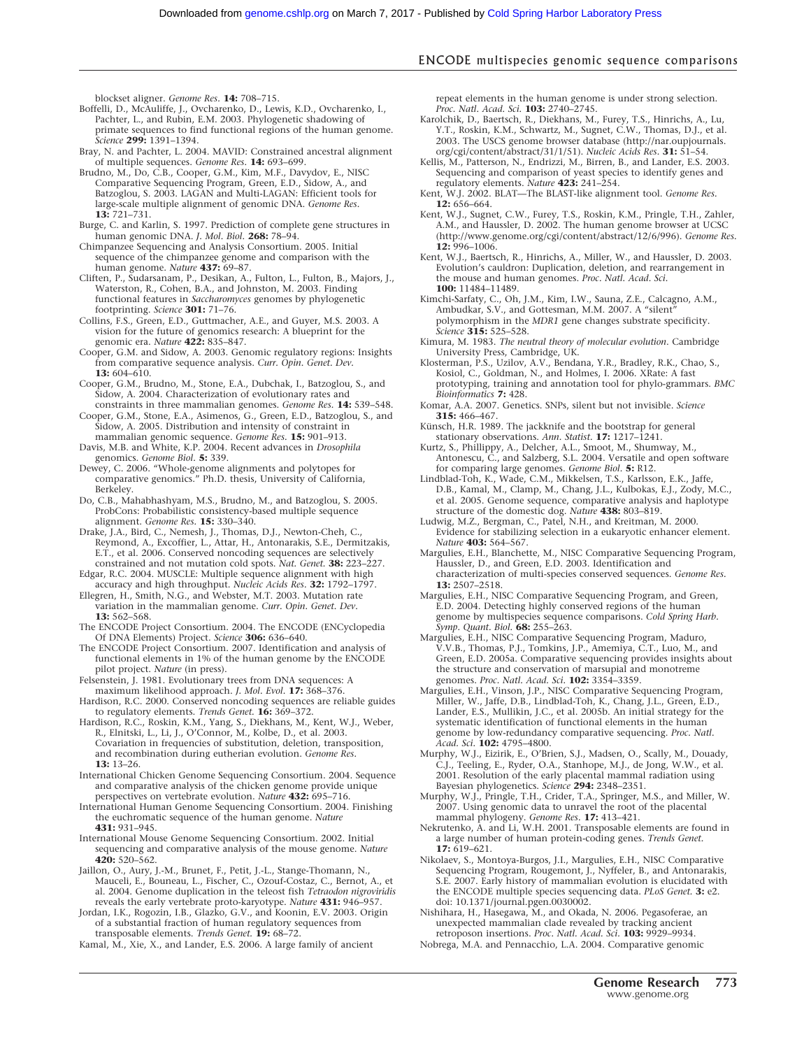blockset aligner. *Genome Res.* **14:** 708–715.

Boffelli, D., McAuliffe, J., Ovcharenko, D., Lewis, K.D., Ovcharenko, I., Pachter, L., and Rubin, E.M. 2003. Phylogenetic shadowing of primate sequences to find functional regions of the human genome. *Science* **299:** 1391–1394.

Bray, N. and Pachter, L. 2004. MAVID: Constrained ancestral alignment of multiple sequences. *Genome Res.* **14:** 693–699.

Brudno, M., Do, C.B., Cooper, G.M., Kim, M.F., Davydov, E., NISC Comparative Sequencing Program, Green, E.D., Sidow, A., and Batzoglou, S. 2003. LAGAN and Multi-LAGAN: Efficient tools for large-scale multiple alignment of genomic DNA. *Genome Res.* **13:** 721–731.

Burge, C. and Karlin, S. 1997. Prediction of complete gene structures in human genomic DNA. *J. Mol. Biol.* **268:** 78–94.

Chimpanzee Sequencing and Analysis Consortium. 2005. Initial sequence of the chimpanzee genome and comparison with the human genome. *Nature* **437:** 69–87.

Cliften, P., Sudarsanam, P., Desikan, A., Fulton, L., Fulton, B., Majors, J., Waterston, R., Cohen, B.A., and Johnston, M. 2003. Finding functional features in *Saccharomyces* genomes by phylogenetic footprinting. *Science* **301:** 71–76.

Collins, F.S., Green, E.D., Guttmacher, A.E., and Guyer, M.S. 2003. A vision for the future of genomics research: A blueprint for the genomic era. *Nature* **422:** 835–847.

Cooper, G.M. and Sidow, A. 2003. Genomic regulatory regions: Insights from comparative sequence analysis. *Curr. Opin. Genet. Dev.* **13:** 604–610.

Cooper, G.M., Brudno, M., Stone, E.A., Dubchak, I., Batzoglou, S., and Sidow, A. 2004. Characterization of evolutionary rates and constraints in three mammalian genomes. *Genome Res.* **14:** 539–548.

Cooper, G.M., Stone, E.A., Asimenos, G., Green, E.D., Batzoglou, S., and Sidow, A. 2005. Distribution and intensity of constraint in mammalian genomic sequence. *Genome Res.* **15:** 901–913.

Davis, M.B. and White, K.P. 2004. Recent advances in *Drosophila* genomics. *Genome Biol.* **5:** 339.

Dewey, C. 2006. "Whole-genome alignments and polytopes for comparative genomics." Ph.D. thesis, University of California, Berkeley.

Do, C.B., Mahabhashyam, M.S., Brudno, M., and Batzoglou, S. 2005. ProbCons: Probabilistic consistency-based multiple sequence alignment. *Genome Res.* **15:** 330–340.

Drake, J.A., Bird, C., Nemesh, J., Thomas, D.J., Newton-Cheh, C., Reymond, A., Excoffier, L., Attar, H., Antonarakis, S.E., Dermitzakis, E.T., et al. 2006. Conserved noncoding sequences are selectively constrained and not mutation cold spots. *Nat. Genet.* **38:** 223–227.

Edgar, R.C. 2004. MUSCLE: Multiple sequence alignment with high accuracy and high throughput. *Nucleic Acids Res.* **32:** 1792–1797.

Ellegren, H., Smith, N.G., and Webster, M.T. 2003. Mutation rate variation in the mammalian genome. *Curr. Opin. Genet. Dev.* **13:** 562–568.

The ENCODE Project Consortium. 2004. The ENCODE (ENCyclopedia Of DNA Elements) Project. *Science* **306:** 636–640.

The ENCODE Project Consortium. 2007. Identification and analysis of functional elements in 1% of the human genome by the ENCODE pilot project. *Nature* (in press).

Felsenstein, J. 1981. Evolutionary trees from DNA sequences: A maximum likelihood approach. *J. Mol. Evol.* **17:** 368–376.

Hardison, R.C. 2000. Conserved noncoding sequences are reliable guides to regulatory elements. *Trends Genet.* **16:** 369–372.

Hardison, R.C., Roskin, K.M., Yang, S., Diekhans, M., Kent, W.J., Weber, R., Elnitski, L., Li, J., O'Connor, M., Kolbe, D., et al. 2003. Covariation in frequencies of substitution, deletion, transposition, and recombination during eutherian evolution. *Genome Res.* **13:** 13–26.

International Chicken Genome Sequencing Consortium. 2004. Sequence and comparative analysis of the chicken genome provide unique perspectives on vertebrate evolution. *Nature* **432:** 695–716.

International Human Genome Sequencing Consortium. 2004. Finishing the euchromatic sequence of the human genome. *Nature* **431:** 931–945.

International Mouse Genome Sequencing Consortium. 2002. Initial sequencing and comparative analysis of the mouse genome. *Nature* **420:** 520–562.

Jaillon, O., Aury, J.-M., Brunet, F., Petit, J.-L., Stange-Thomann, N., Mauceli, E., Bouneau, L., Fischer, C., Ozouf-Costaz, C., Bernot, A., et al. 2004. Genome duplication in the teleost fish *Tetraodon nigroviridis* reveals the early vertebrate proto-karyotype. *Nature* **431:** 946–957.

Jordan, I.K., Rogozin, I.B., Glazko, G.V., and Koonin, E.V. 2003. Origin of a substantial fraction of human regulatory sequences from transposable elements. *Trends Genet.* **19:** 68–72.

Kamal, M., Xie, X., and Lander, E.S. 2006. A large family of ancient repeat elements in the human genome is under strong selection. *Proc. Natl. Acad. Sci.* **103:** 2740–2745.

Karolchik, D., Baertsch, R., Diekhans, M., Furey, T.S., Hinrichs, A., Lu, Y.T., Roskin, K.M., Schwartz, M., Sugnet, C.W., Thomas, D.J., et al. 2003. The USCS genome browser database (http://nar.oupjournals.org/cgi/content/abstract/31/1/51). *Nucleic Acids Res.* **31:** 51–54.

Kellis, M., Patterson, N., Endrizzi, M., Birren, B., and Lander, E.S. 2003. Sequencing and comparison of yeast species to identify genes and regulatory elements. *Nature* **423:** 241–254.

Kent, W.J. 2002. BLAT—The BLAST-like alignment tool. *Genome Res.* **12:** 656–664.

Kent, W.J., Sugnet, C.W., Furey, T.S., Roskin, K.M., Pringle, T.H., Zahler, A.M., and Haussler, D. 2002. The human genome browser at UCSC (http://www.genome.org/cgi/content/abstract/12/6/996). *Genome Res.* **12:** 996–1006.

Kent, W.J., Baertsch, R., Hinrichs, A., Miller, W., and Haussler, D. 2003. Evolution's cauldron: Duplication, deletion, and rearrangement in the mouse and human genomes. *Proc. Natl. Acad. Sci.* **100:** 11484–11489.

Kimchi-Sarfaty, C., Oh, J.M., Kim, I.W., Sauna, Z.E., Calcagno, A.M., Ambudkar, S.V., and Gottesman, M.M. 2007. A "silent" polymorphism in the *MDR1* gene changes substrate specificity. *Science* **315:** 525–528.

Kimura, M. 1983. *The neutral theory of molecular evolution*. Cambridge University Press, Cambridge, UK.

Klosterman, P.S., Uzilov, A.V., Bendana, Y.R., Bradley, R.K., Chao, S., Kosiol, C., Goldman, N., and Holmes, I. 2006. XRate: A fast prototyping, training and annotation tool for phylo-grammars. *BMC Bioinformatics* **7:** 428.

Komar, A.A. 2007. Genetics. SNPs, silent but not invisible. *Science* **315:** 466–467.

Künsch, H.R. 1989. The jackknife and the bootstrap for general stationary observations. *Ann. Statist.* **17:** 1217–1241.

Kurtz, S., Phillippy, A., Delcher, A.L., Smoot, M., Shumway, M., Antonescu, C., and Salzberg, S.L. 2004. Versatile and open software for comparing large genomes. *Genome Biol.* **5:** R12.

Lindblad-Toh, K., Wade, C.M., Mikkelsen, T.S., Karlsson, E.K., Jaffe, D.B., Kamal, M., Clamp, M., Chang, J.L., Kulbokas, E.J., Zody, M.C., et al. 2005. Genome sequence, comparative analysis and haplotype structure of the domestic dog. *Nature* **438:** 803–819.

Ludwig, M.Z., Bergman, C., Patel, N.H., and Kreitman, M. 2000. Evidence for stabilizing selection in a eukaryotic enhancer element. *Nature* **403:** 564–567.

Margulies, E.H., Blanchette, M., NISC Comparative Sequencing Program, Haussler, D., and Green, E.D. 2003. Identification and characterization of multi-species conserved sequences. *Genome Res.* **13:** 2507–2518.

Margulies, E.H., NISC Comparative Sequencing Program, and Green, E.D. 2004. Detecting highly conserved regions of the human genome by multispecies sequence comparisons. *Cold Spring Harb. Symp. Quant. Biol.* **68:** 255–263.

Margulies, E.H., NISC Comparative Sequencing Program, Maduro, V.V.B., Thomas, P.J., Tomkins, J.P., Amemiya, C.T., Luo, M., and Green, E.D. 2005a. Comparative sequencing provides insights about the structure and conservation of marsupial and monotreme genomes. *Proc. Natl. Acad. Sci.* **102:** 3354–3359.

Margulies, E.H., Vinson, J.P., NISC Comparative Sequencing Program, Miller, W., Jaffe, D.B., Lindblad-Toh, K., Chang, J.L., Green, E.D., Lander, E.S., Mullikin, J.C., et al. 2005b. An initial strategy for the systematic identification of functional elements in the human genome by low-redundancy comparative sequencing. *Proc. Natl. Acad. Sci.* **102:** 4795–4800.

Murphy, W.J., Eizirik, E., O'Brien, S.J., Madsen, O., Scally, M., Douady, C.J., Teeling, E., Ryder, O.A., Stanhope, M.J., de Jong, W.W., et al. 2001. Resolution of the early placental mammal radiation using Bayesian phylogenetics. *Science* **294:** 2348–2351.

Murphy, W.J., Pringle, T.H., Crider, T.A., Springer, M.S., and Miller, W. 2007. Using genomic data to unravel the root of the placental mammal phylogeny. *Genome Res.* **17:** 413–421.

Nekrutenko, A. and Li, W.H. 2001. Transposable elements are found in a large number of human protein-coding genes. *Trends Genet.* **17:** 619–621.

Nikolaev, S., Montoya-Burgos, J.I., Margulies, E.H., NISC Comparative Sequencing Program, Rougemont, J., Nyffeler, B., and Antonarakis, S.E. 2007. Early history of mammalian evolution is elucidated with the ENCODE multiple species sequencing data. *PLoS Genet.* **3:** e2. doi: 10.1371/journal.pgen.0030002.

Nishihara, H., Hasegawa, M., and Okada, N. 2006. Pegasoferae, an unexpected mammalian clade revealed by tracking ancient retroposon insertions. *Proc. Natl. Acad. Sci.* **103:** 9929–9934.

Nobrega, M.A. and Pennacchio, L.A. 2004. Comparative genomic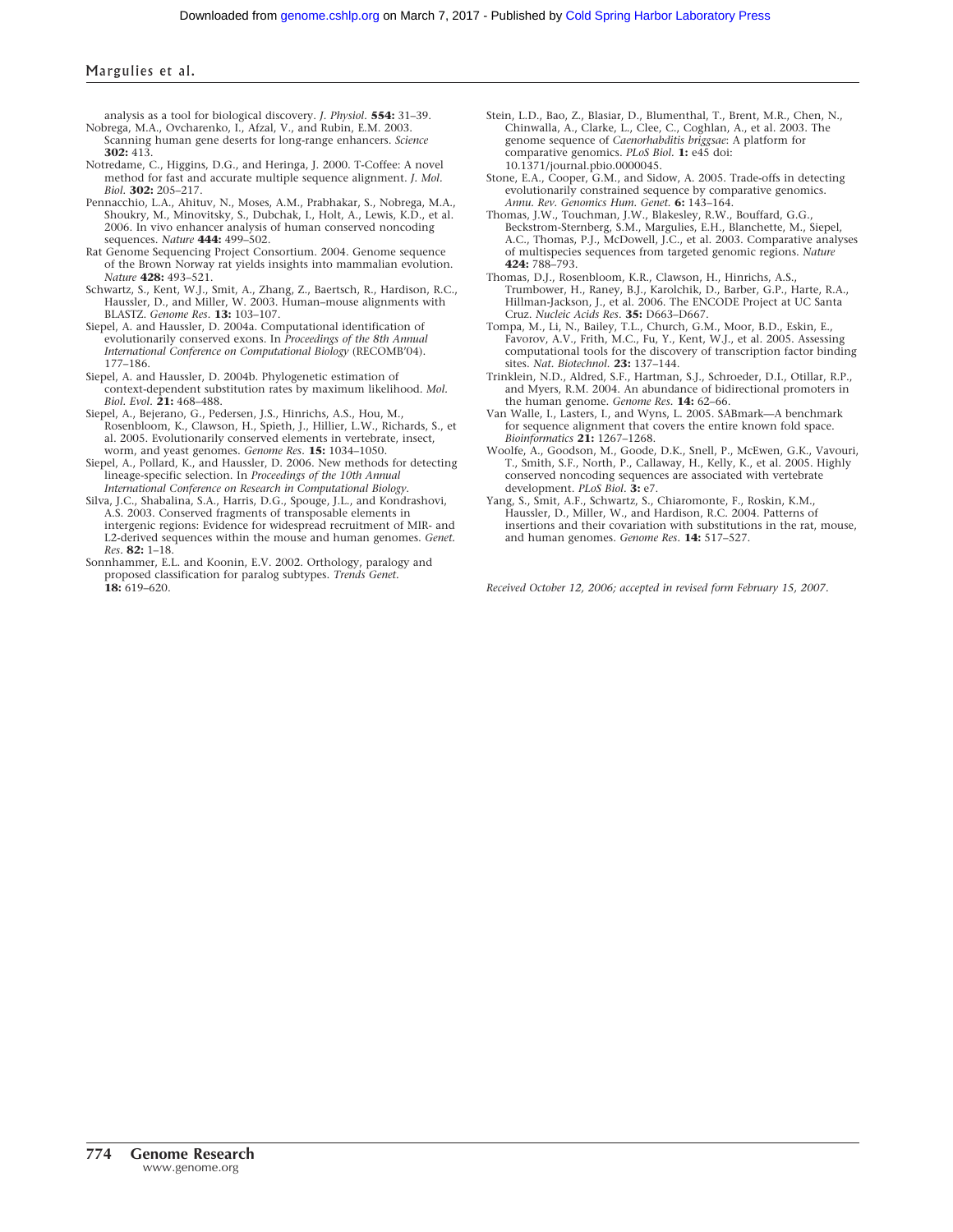analysis as a tool for biological discovery. *J. Physiol.* **554:** 31–39.

Nobrega, M.A., Ovcharenko, I., Afzal, V., and Rubin, E.M. 2003. Scanning human gene deserts for long-range enhancers. *Science* **302:** 413.

Notredame, C., Higgins, D.G., and Heringa, J. 2000. T-Coffee: A novel method for fast and accurate multiple sequence alignment. *J. Mol. Biol.* **302:** 205–217.

Pennacchio, L.A., Ahituv, N., Moses, A.M., Prabhakar, S., Nobrega, M.A., Shoukry, M., Minovitsky, S., Dubchak, I., Holt, A., Lewis, K.D., et al. 2006. In vivo enhancer analysis of human conserved noncoding sequences. *Nature* **444:** 499–502.

Rat Genome Sequencing Project Consortium. 2004. Genome sequence of the Brown Norway rat yields insights into mammalian evolution. *Nature* **428:** 493–521.

Schwartz, S., Kent, W.J., Smit, A., Zhang, Z., Baertsch, R., Hardison, R.C., Haussler, D., and Miller, W. 2003. Human–mouse alignments with BLASTZ. *Genome Res.* **13:** 103–107.

Siepel, A. and Haussler, D. 2004a. Computational identification of evolutionarily conserved exons. In *Proceedings of the 8th Annual International Conference on Computational Biology* (RECOMB'04). 177–186.

Siepel, A. and Haussler, D. 2004b. Phylogenetic estimation of context-dependent substitution rates by maximum likelihood. *Mol. Biol. Evol.* **21:** 468–488.

Siepel, A., Bejerano, G., Pedersen, J.S., Hinrichs, A.S., Hou, M., Rosenbloom, K., Clawson, H., Spieth, J., Hillier, L.W., Richards, S., et al. 2005. Evolutionarily conserved elements in vertebrate, insect, worm, and yeast genomes. *Genome Res.* **15:** 1034–1050.

Siepel, A., Pollard, K., and Haussler, D. 2006. New methods for detecting lineage-specific selection. In *Proceedings of the 10th Annual International Conference on Research in Computational Biology*.

Silva, J.C., Shabalina, S.A., Harris, D.G., Spouge, J.L., and Kondrashovi, A.S. 2003. Conserved fragments of transposable elements in intergenic regions: Evidence for widespread recruitment of MIR- and L2-derived sequences within the mouse and human genomes. *Genet. Res.* **82:** 1–18.

Sonnhammer, E.L. and Koonin, E.V. 2002. Orthology, paralogy and proposed classification for paralog subtypes. *Trends Genet.* **18:** 619–620.

Stein, L.D., Bao, Z., Blasiar, D., Blumenthal, T., Brent, M.R., Chen, N., Chinwalla, A., Clarke, L., Clee, C., Coghlan, A., et al. 2003. The genome sequence of *Caenorhabditis briggsae*: A platform for comparative genomics. *PLoS Biol.* **1:** e45 doi: 10.1371/journal.pbio.0000045.

Stone, E.A., Cooper, G.M., and Sidow, A. 2005. Trade-offs in detecting evolutionarily constrained sequence by comparative genomics. *Annu. Rev. Genomics Hum. Genet.* **6:** 143–164.

Thomas, J.W., Touchman, J.W., Blakesley, R.W., Bouffard, G.G., Beckstrom-Sternberg, S.M., Margulies, E.H., Blanchette, M., Siepel, A.C., Thomas, P.J., McDowell, J.C., et al. 2003. Comparative analyses of multispecies sequences from targeted genomic regions. *Nature* **424:** 788–793.

Thomas, D.J., Rosenbloom, K.R., Clawson, H., Hinrichs, A.S., Trumbower, H., Raney, B.J., Karolchik, D., Barber, G.P., Harte, R.A., Hillman-Jackson, J., et al. 2006. The ENCODE Project at UC Santa Cruz. *Nucleic Acids Res.* **35:** D663–D667.

Tompa, M., Li, N., Bailey, T.L., Church, G.M., Moor, B.D., Eskin, E., Favorov, A.V., Frith, M.C., Fu, Y., Kent, W.J., et al. 2005. Assessing computational tools for the discovery of transcription factor binding sites. *Nat. Biotechnol.* **23:** 137–144.

Trinklein, N.D., Aldred, S.F., Hartman, S.J., Schroeder, D.I., Otillar, R.P., and Myers, R.M. 2004. An abundance of bidirectional promoters in the human genome. *Genome Res.* **14:** 62–66.

Van Walle, I., Lasters, I., and Wyns, L. 2005. SABmark—A benchmark for sequence alignment that covers the entire known fold space. *Bioinformatics* **21:** 1267–1268.

Woolfe, A., Goodson, M., Goode, D.K., Snell, P., McEwen, G.K., Vavouri, T., Smith, S.F., North, P., Callaway, H., Kelly, K., et al. 2005. Highly conserved noncoding sequences are associated with vertebrate development. *PLoS Biol.* **3:** e7.

Yang, S., Smit, A.F., Schwartz, S., Chiaromonte, F., Roskin, K.M., Haussler, D., Miller, W., and Hardison, R.C. 2004. Patterns of insertions and their covariation with substitutions in the rat, mouse, and human genomes. *Genome Res.* **14:** 517–527.

*Received October 12, 2006; accepted in revised form February 15, 2007.*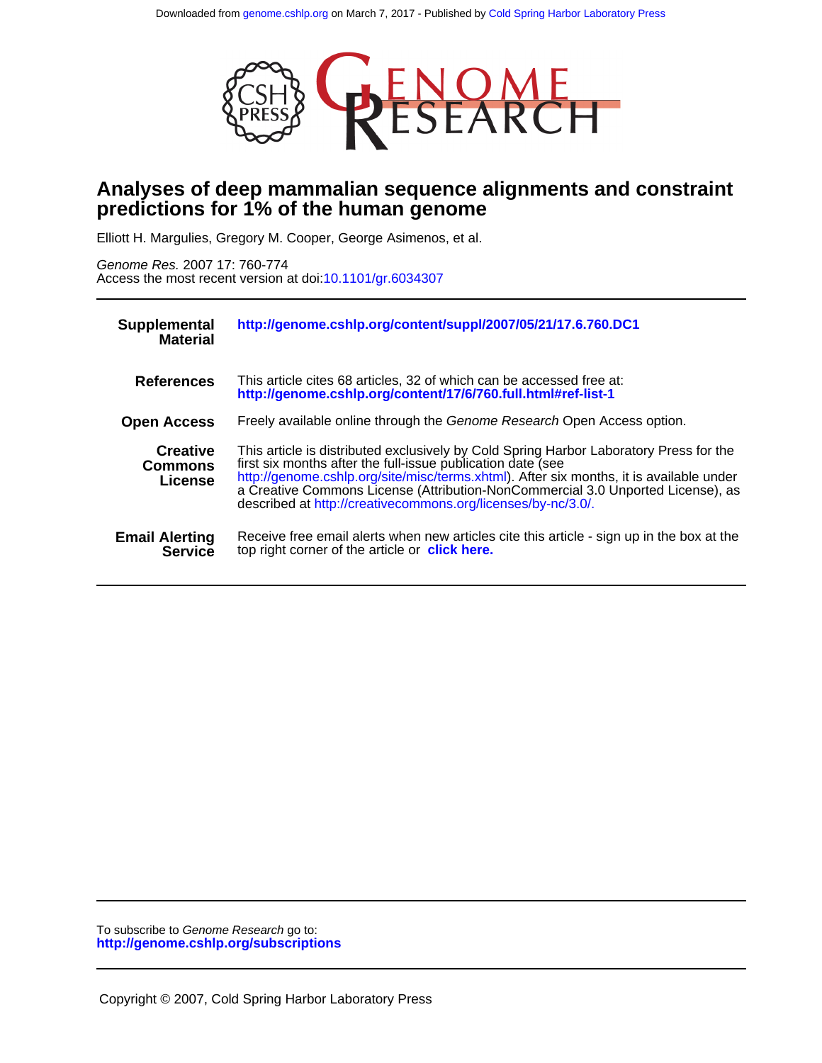Downloaded from genome.cshlp.org on March 7, 2017 - Published by Cold Spring Harbor Laboratory Press

# Analyses of deep mammalian sequence alignments and constraint predictions for 1% of the human genome

Elliott H. Margulies, Gregory M. Cooper, George Asimenos, et al.

*Genome Res.* 2007 17: 760-774
Access the most recent version at doi:10.1101/gr.6034307

| | |
|---|---|
| **Supplemental Material** | **http://genome.cshlp.org/content/suppl/2007/05/21/17.6.760.DC1** |
| **References** | This article cites 68 articles, 32 of which can be accessed free at: **http://genome.cshlp.org/content/17/6/760.full.html#ref-list-1** |
| **Open Access** | Freely available online through the *Genome Research* Open Access option. |
| **Creative Commons License** | This article is distributed exclusively by Cold Spring Harbor Laboratory Press for the first six months after the full-issue publication date (see http://genome.cshlp.org/site/misc/terms.xhtml). After six months, it is available under a Creative Commons License (Attribution-NonCommercial 3.0 Unported License), as described at http://creativecommons.org/licenses/by-nc/3.0/. |
| **Email Alerting Service** | Receive free email alerts when new articles cite this article - sign up in the box at the top right corner of the article or **click here.** |

To subscribe to *Genome Research* go to:
**http://genome.cshlp.org/subscriptions**

Copyright © 2007, Cold Spring Harbor Laboratory Press